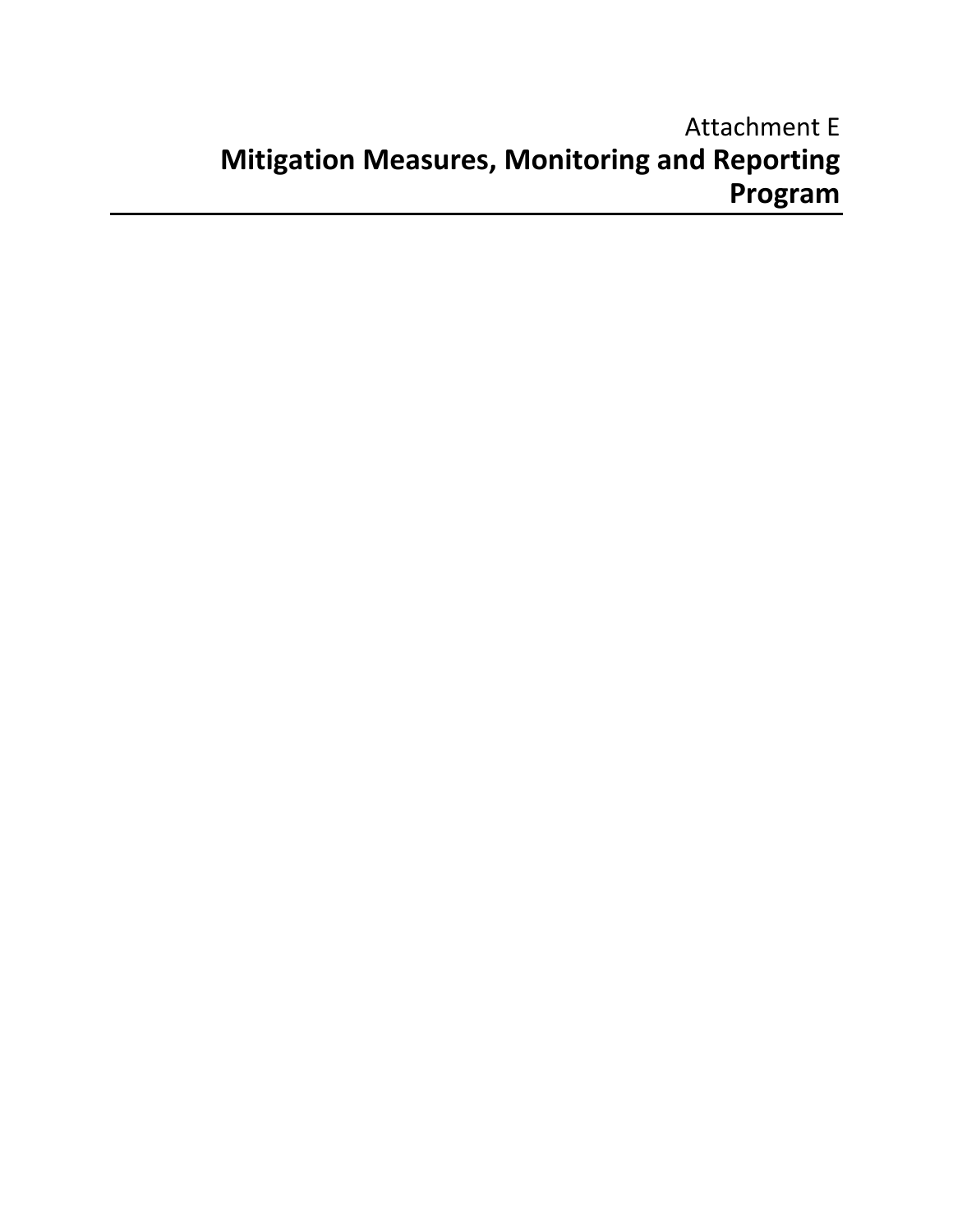Attachment E

# Mitigation Measures, Monitoring and Reporting Program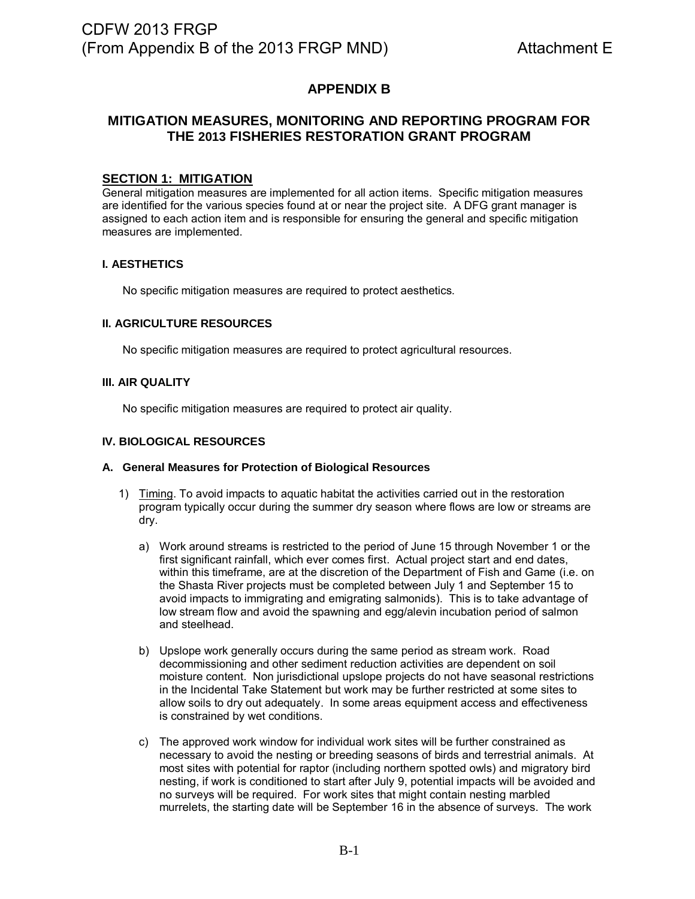# APPENDIX B

## MITIGATION MEASURES, MONITORING AND REPORTING PROGRAM FOR THE 2013 FISHERIES RESTORATION GRANT PROGRAM

### SECTION 1: MITIGATION

General mitigation measures are implemented for all action items. Specific mitigation measures are identified for the various species found at or near the project site. A DFG grant manager is assigned to each action item and is responsible for ensuring the general and specific mitigation measures are implemented.

#### I. AESTHETICS

No specific mitigation measures are required to protect aesthetics.

#### II. AGRICULTURE RESOURCES

No specific mitigation measures are required to protect agricultural resources.

#### III. AIR QUALITY

No specific mitigation measures are required to protect air quality.

#### IV. BIOLOGICAL RESOURCES

**A. General Measures for Protection of Biological Resources**

1) Timing. To avoid impacts to aquatic habitat the activities carried out in the restoration program typically occur during the summer dry season where flows are low or streams are dry.

   a) Work around streams is restricted to the period of June 15 through November 1 or the first significant rainfall, which ever comes first. Actual project start and end dates, within this timeframe, are at the discretion of the Department of Fish and Game (i.e. on the Shasta River projects must be completed between July 1 and September 15 to avoid impacts to immigrating and emigrating salmonids). This is to take advantage of low stream flow and avoid the spawning and egg/alevin incubation period of salmon and steelhead.

   b) Upslope work generally occurs during the same period as stream work. Road decommissioning and other sediment reduction activities are dependent on soil moisture content. Non jurisdictional upslope projects do not have seasonal restrictions in the Incidental Take Statement but work may be further restricted at some sites to allow soils to dry out adequately. In some areas equipment access and effectiveness is constrained by wet conditions.

   c) The approved work window for individual work sites will be further constrained as necessary to avoid the nesting or breeding seasons of birds and terrestrial animals. At most sites with potential for raptor (including northern spotted owls) and migratory bird nesting, if work is conditioned to start after July 9, potential impacts will be avoided and no surveys will be required. For work sites that might contain nesting marbled murrelets, the starting date will be September 16 in the absence of surveys. The work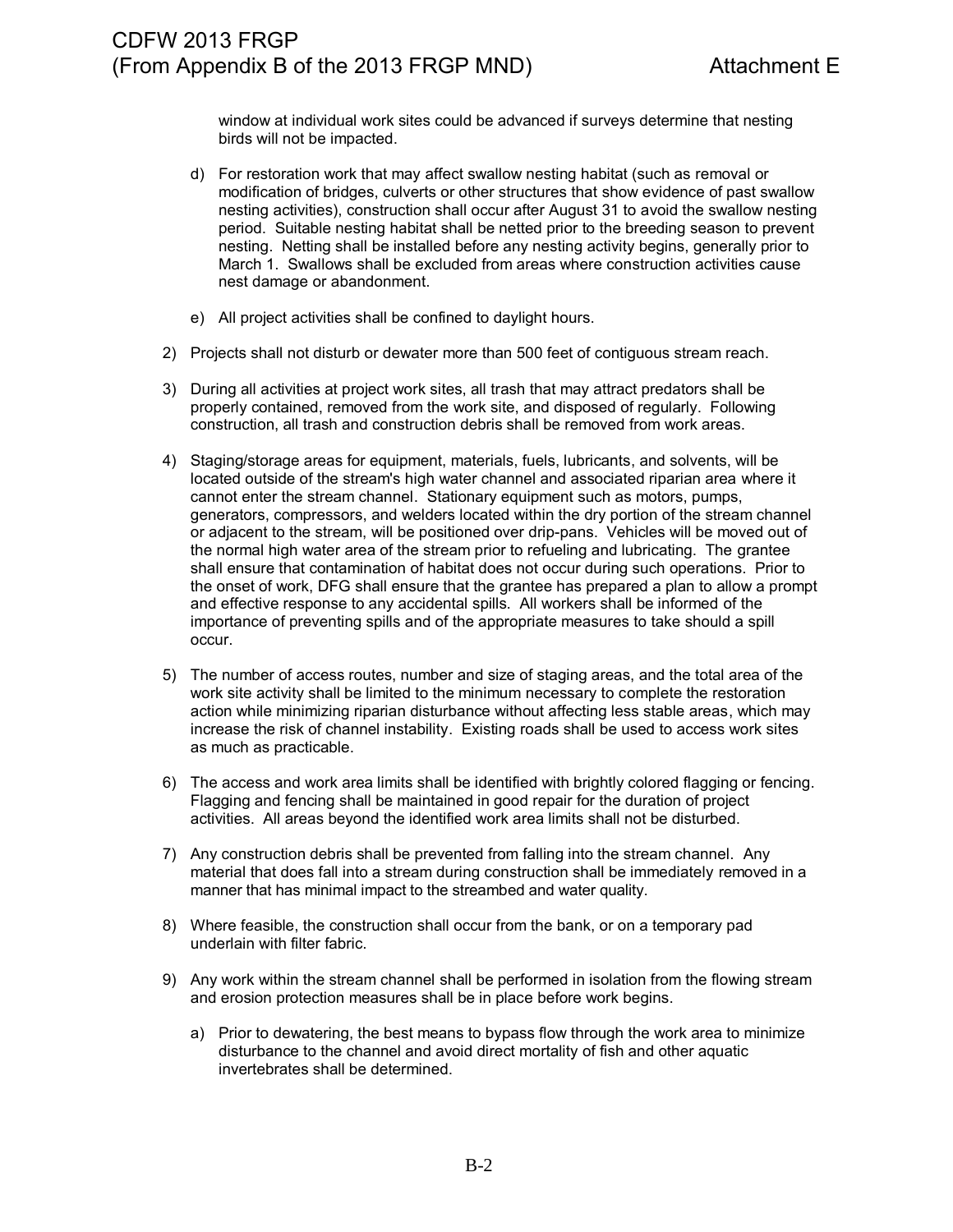window at individual work sites could be advanced if surveys determine that nesting birds will not be impacted.

d) For restoration work that may affect swallow nesting habitat (such as removal or modification of bridges, culverts or other structures that show evidence of past swallow nesting activities), construction shall occur after August 31 to avoid the swallow nesting period. Suitable nesting habitat shall be netted prior to the breeding season to prevent nesting. Netting shall be installed before any nesting activity begins, generally prior to March 1. Swallows shall be excluded from areas where construction activities cause nest damage or abandonment.

e) All project activities shall be confined to daylight hours.

2) Projects shall not disturb or dewater more than 500 feet of contiguous stream reach.

3) During all activities at project work sites, all trash that may attract predators shall be properly contained, removed from the work site, and disposed of regularly. Following construction, all trash and construction debris shall be removed from work areas.

4) Staging/storage areas for equipment, materials, fuels, lubricants, and solvents, will be located outside of the stream's high water channel and associated riparian area where it cannot enter the stream channel. Stationary equipment such as motors, pumps, generators, compressors, and welders located within the dry portion of the stream channel or adjacent to the stream, will be positioned over drip-pans. Vehicles will be moved out of the normal high water area of the stream prior to refueling and lubricating. The grantee shall ensure that contamination of habitat does not occur during such operations. Prior to the onset of work, DFG shall ensure that the grantee has prepared a plan to allow a prompt and effective response to any accidental spills. All workers shall be informed of the importance of preventing spills and of the appropriate measures to take should a spill occur.

5) The number of access routes, number and size of staging areas, and the total area of the work site activity shall be limited to the minimum necessary to complete the restoration action while minimizing riparian disturbance without affecting less stable areas, which may increase the risk of channel instability. Existing roads shall be used to access work sites as much as practicable.

6) The access and work area limits shall be identified with brightly colored flagging or fencing. Flagging and fencing shall be maintained in good repair for the duration of project activities. All areas beyond the identified work area limits shall not be disturbed.

7) Any construction debris shall be prevented from falling into the stream channel. Any material that does fall into a stream during construction shall be immediately removed in a manner that has minimal impact to the streambed and water quality.

8) Where feasible, the construction shall occur from the bank, or on a temporary pad underlain with filter fabric.

9) Any work within the stream channel shall be performed in isolation from the flowing stream and erosion protection measures shall be in place before work begins.

   a) Prior to dewatering, the best means to bypass flow through the work area to minimize disturbance to the channel and avoid direct mortality of fish and other aquatic invertebrates shall be determined.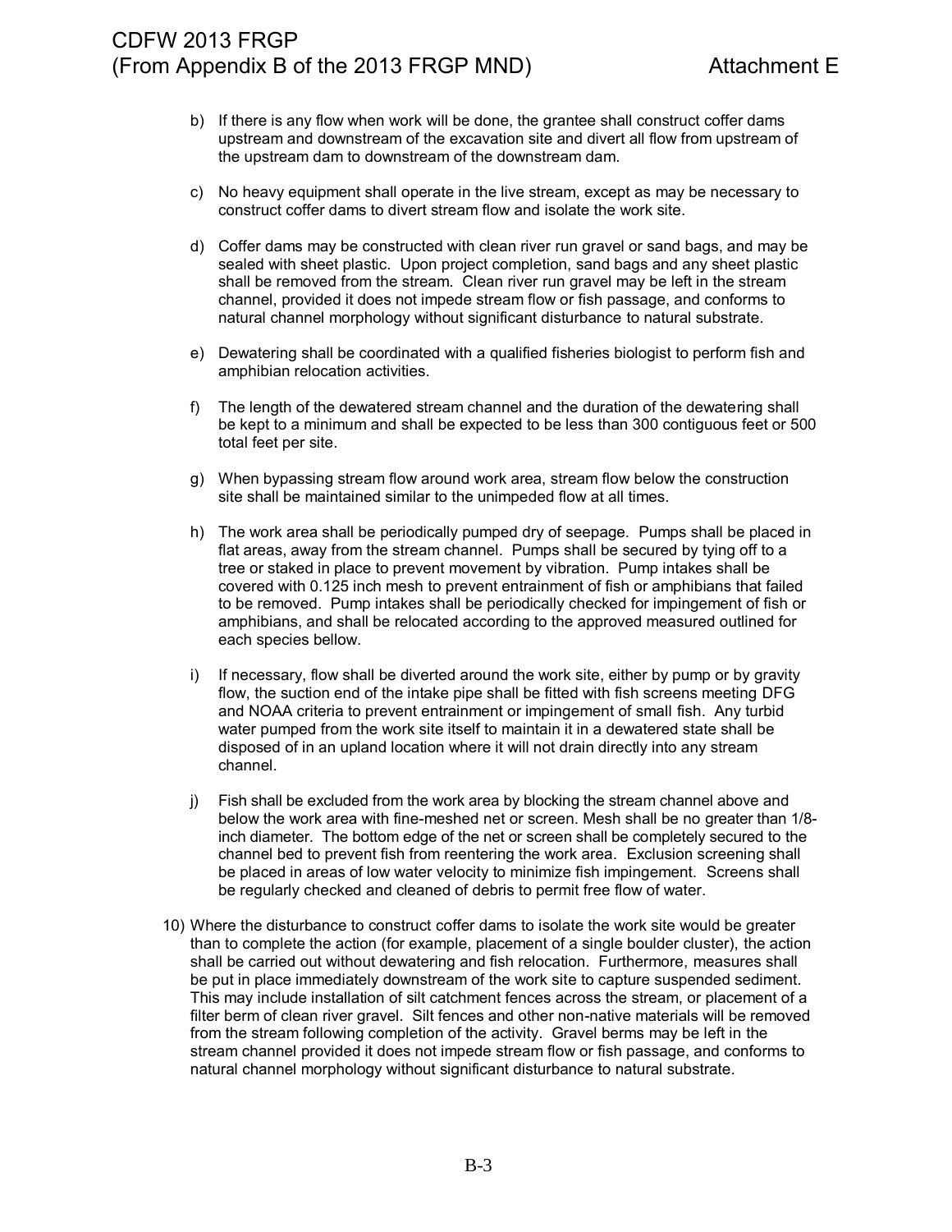b) If there is any flow when work will be done, the grantee shall construct coffer dams upstream and downstream of the excavation site and divert all flow from upstream of the upstream dam to downstream of the downstream dam.

c) No heavy equipment shall operate in the live stream, except as may be necessary to construct coffer dams to divert stream flow and isolate the work site.

d) Coffer dams may be constructed with clean river run gravel or sand bags, and may be sealed with sheet plastic. Upon project completion, sand bags and any sheet plastic shall be removed from the stream. Clean river run gravel may be left in the stream channel, provided it does not impede stream flow or fish passage, and conforms to natural channel morphology without significant disturbance to natural substrate.

e) Dewatering shall be coordinated with a qualified fisheries biologist to perform fish and amphibian relocation activities.

f) The length of the dewatered stream channel and the duration of the dewatering shall be kept to a minimum and shall be expected to be less than 300 contiguous feet or 500 total feet per site.

g) When bypassing stream flow around work area, stream flow below the construction site shall be maintained similar to the unimpeded flow at all times.

h) The work area shall be periodically pumped dry of seepage. Pumps shall be placed in flat areas, away from the stream channel. Pumps shall be secured by tying off to a tree or staked in place to prevent movement by vibration. Pump intakes shall be covered with 0.125 inch mesh to prevent entrainment of fish or amphibians that failed to be removed. Pump intakes shall be periodically checked for impingement of fish or amphibians, and shall be relocated according to the approved measured outlined for each species bellow.

i) If necessary, flow shall be diverted around the work site, either by pump or by gravity flow, the suction end of the intake pipe shall be fitted with fish screens meeting DFG and NOAA criteria to prevent entrainment or impingement of small fish. Any turbid water pumped from the work site itself to maintain it in a dewatered state shall be disposed of in an upland location where it will not drain directly into any stream channel.

j) Fish shall be excluded from the work area by blocking the stream channel above and below the work area with fine-meshed net or screen. Mesh shall be no greater than 1/8-inch diameter. The bottom edge of the net or screen shall be completely secured to the channel bed to prevent fish from reentering the work area. Exclusion screening shall be placed in areas of low water velocity to minimize fish impingement. Screens shall be regularly checked and cleaned of debris to permit free flow of water.

10) Where the disturbance to construct coffer dams to isolate the work site would be greater than to complete the action (for example, placement of a single boulder cluster), the action shall be carried out without dewatering and fish relocation. Furthermore, measures shall be put in place immediately downstream of the work site to capture suspended sediment. This may include installation of silt catchment fences across the stream, or placement of a filter berm of clean river gravel. Silt fences and other non-native materials will be removed from the stream following completion of the activity. Gravel berms may be left in the stream channel provided it does not impede stream flow or fish passage, and conforms to natural channel morphology without significant disturbance to natural substrate.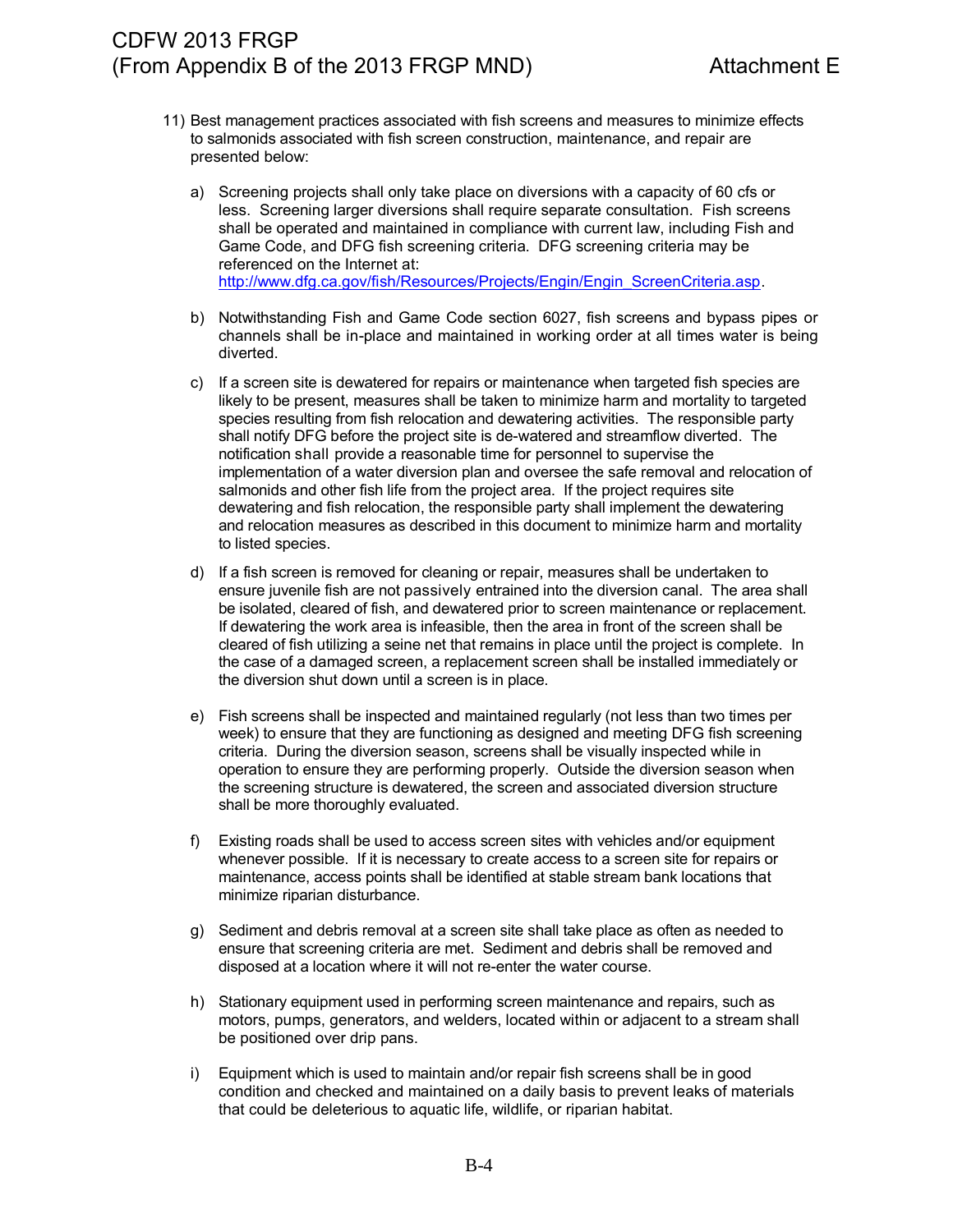11) Best management practices associated with fish screens and measures to minimize effects to salmonids associated with fish screen construction, maintenance, and repair are presented below:

   a) Screening projects shall only take place on diversions with a capacity of 60 cfs or less. Screening larger diversions shall require separate consultation. Fish screens shall be operated and maintained in compliance with current law, including Fish and Game Code, and DFG fish screening criteria. DFG screening criteria may be referenced on the Internet at: [http://www.dfg.ca.gov/fish/Resources/Projects/Engin/Engin_ScreenCriteria.asp](http://www.dfg.ca.gov/fish/Resources/Projects/Engin/Engin_ScreenCriteria.asp).

   b) Notwithstanding Fish and Game Code section 6027, fish screens and bypass pipes or channels shall be in-place and maintained in working order at all times water is being diverted.

   c) If a screen site is dewatered for repairs or maintenance when targeted fish species are likely to be present, measures shall be taken to minimize harm and mortality to targeted species resulting from fish relocation and dewatering activities. The responsible party shall notify DFG before the project site is de-watered and streamflow diverted. The notification shall provide a reasonable time for personnel to supervise the implementation of a water diversion plan and oversee the safe removal and relocation of salmonids and other fish life from the project area. If the project requires site dewatering and fish relocation, the responsible party shall implement the dewatering and relocation measures as described in this document to minimize harm and mortality to listed species.

   d) If a fish screen is removed for cleaning or repair, measures shall be undertaken to ensure juvenile fish are not passively entrained into the diversion canal. The area shall be isolated, cleared of fish, and dewatered prior to screen maintenance or replacement. If dewatering the work area is infeasible, then the area in front of the screen shall be cleared of fish utilizing a seine net that remains in place until the project is complete. In the case of a damaged screen, a replacement screen shall be installed immediately or the diversion shut down until a screen is in place.

   e) Fish screens shall be inspected and maintained regularly (not less than two times per week) to ensure that they are functioning as designed and meeting DFG fish screening criteria. During the diversion season, screens shall be visually inspected while in operation to ensure they are performing properly. Outside the diversion season when the screening structure is dewatered, the screen and associated diversion structure shall be more thoroughly evaluated.

   f) Existing roads shall be used to access screen sites with vehicles and/or equipment whenever possible. If it is necessary to create access to a screen site for repairs or maintenance, access points shall be identified at stable stream bank locations that minimize riparian disturbance.

   g) Sediment and debris removal at a screen site shall take place as often as needed to ensure that screening criteria are met. Sediment and debris shall be removed and disposed at a location where it will not re-enter the water course.

   h) Stationary equipment used in performing screen maintenance and repairs, such as motors, pumps, generators, and welders, located within or adjacent to a stream shall be positioned over drip pans.

   i) Equipment which is used to maintain and/or repair fish screens shall be in good condition and checked and maintained on a daily basis to prevent leaks of materials that could be deleterious to aquatic life, wildlife, or riparian habitat.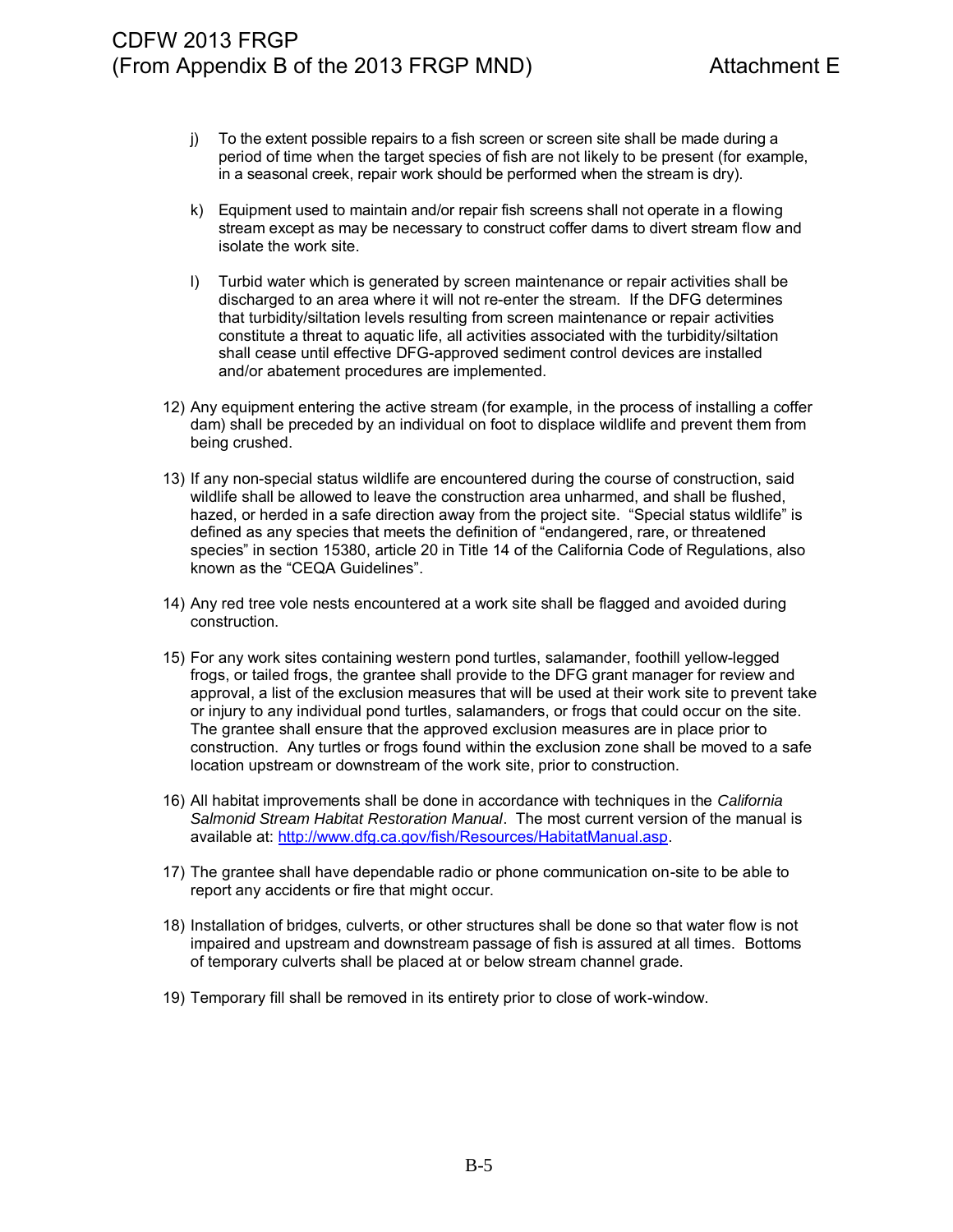j) To the extent possible repairs to a fish screen or screen site shall be made during a period of time when the target species of fish are not likely to be present (for example, in a seasonal creek, repair work should be performed when the stream is dry).

k) Equipment used to maintain and/or repair fish screens shall not operate in a flowing stream except as may be necessary to construct coffer dams to divert stream flow and isolate the work site.

l) Turbid water which is generated by screen maintenance or repair activities shall be discharged to an area where it will not re-enter the stream. If the DFG determines that turbidity/siltation levels resulting from screen maintenance or repair activities constitute a threat to aquatic life, all activities associated with the turbidity/siltation shall cease until effective DFG-approved sediment control devices are installed and/or abatement procedures are implemented.

12) Any equipment entering the active stream (for example, in the process of installing a coffer dam) shall be preceded by an individual on foot to displace wildlife and prevent them from being crushed.

13) If any non-special status wildlife are encountered during the course of construction, said wildlife shall be allowed to leave the construction area unharmed, and shall be flushed, hazed, or herded in a safe direction away from the project site. "Special status wildlife" is defined as any species that meets the definition of "endangered, rare, or threatened species" in section 15380, article 20 in Title 14 of the California Code of Regulations, also known as the "CEQA Guidelines".

14) Any red tree vole nests encountered at a work site shall be flagged and avoided during construction.

15) For any work sites containing western pond turtles, salamander, foothill yellow-legged frogs, or tailed frogs, the grantee shall provide to the DFG grant manager for review and approval, a list of the exclusion measures that will be used at their work site to prevent take or injury to any individual pond turtles, salamanders, or frogs that could occur on the site. The grantee shall ensure that the approved exclusion measures are in place prior to construction. Any turtles or frogs found within the exclusion zone shall be moved to a safe location upstream or downstream of the work site, prior to construction.

16) All habitat improvements shall be done in accordance with techniques in the *California Salmonid Stream Habitat Restoration Manual*. The most current version of the manual is available at: http://www.dfg.ca.gov/fish/Resources/HabitatManual.asp.

17) The grantee shall have dependable radio or phone communication on-site to be able to report any accidents or fire that might occur.

18) Installation of bridges, culverts, or other structures shall be done so that water flow is not impaired and upstream and downstream passage of fish is assured at all times. Bottoms of temporary culverts shall be placed at or below stream channel grade.

19) Temporary fill shall be removed in its entirety prior to close of work-window.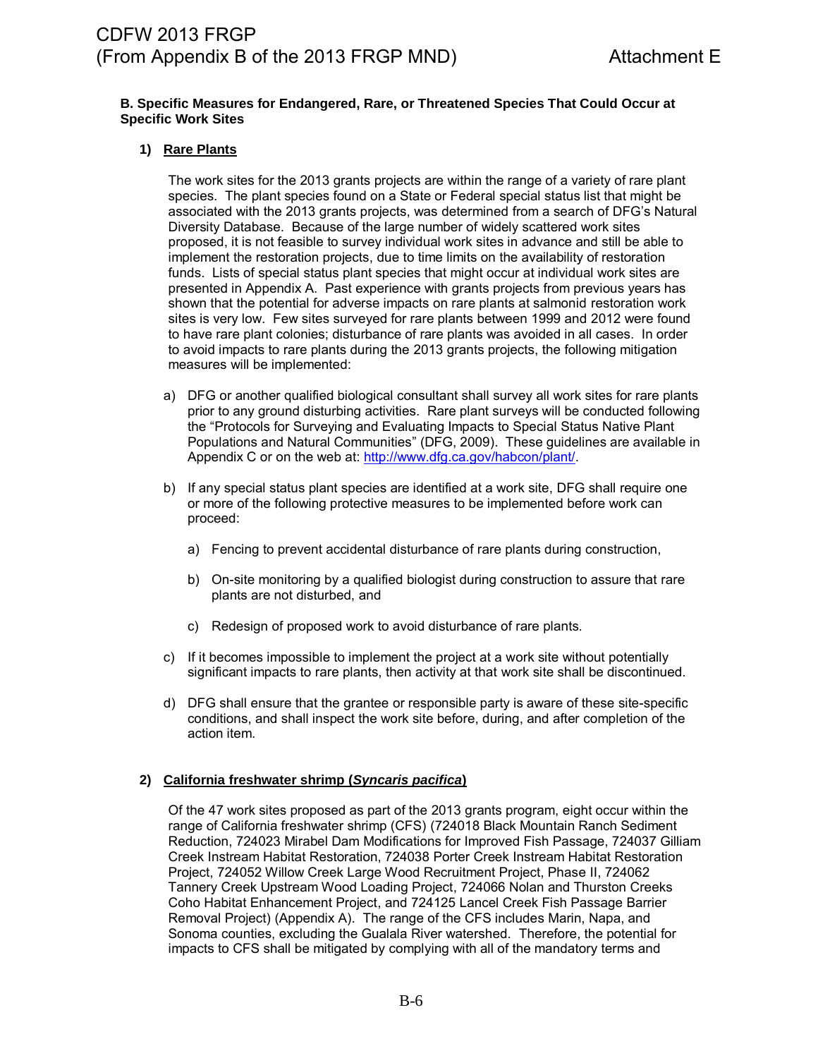**B. Specific Measures for Endangered, Rare, or Threatened Species That Could Occur at Specific Work Sites**

**1) Rare Plants**

The work sites for the 2013 grants projects are within the range of a variety of rare plant species. The plant species found on a State or Federal special status list that might be associated with the 2013 grants projects, was determined from a search of DFG's Natural Diversity Database. Because of the large number of widely scattered work sites proposed, it is not feasible to survey individual work sites in advance and still be able to implement the restoration projects, due to time limits on the availability of restoration funds. Lists of special status plant species that might occur at individual work sites are presented in Appendix A. Past experience with grants projects from previous years has shown that the potential for adverse impacts on rare plants at salmonid restoration work sites is very low. Few sites surveyed for rare plants between 1999 and 2012 were found to have rare plant colonies; disturbance of rare plants was avoided in all cases. In order to avoid impacts to rare plants during the 2013 grants projects, the following mitigation measures will be implemented:

a) DFG or another qualified biological consultant shall survey all work sites for rare plants prior to any ground disturbing activities. Rare plant surveys will be conducted following the "Protocols for Surveying and Evaluating Impacts to Special Status Native Plant Populations and Natural Communities" (DFG, 2009). These guidelines are available in Appendix C or on the web at: http://www.dfg.ca.gov/habcon/plant/.

b) If any special status plant species are identified at a work site, DFG shall require one or more of the following protective measures to be implemented before work can proceed:

   a) Fencing to prevent accidental disturbance of rare plants during construction,

   b) On-site monitoring by a qualified biologist during construction to assure that rare plants are not disturbed, and

   c) Redesign of proposed work to avoid disturbance of rare plants.

c) If it becomes impossible to implement the project at a work site without potentially significant impacts to rare plants, then activity at that work site shall be discontinued.

d) DFG shall ensure that the grantee or responsible party is aware of these site-specific conditions, and shall inspect the work site before, during, and after completion of the action item.

**2) California freshwater shrimp (*Syncaris pacifica*)**

Of the 47 work sites proposed as part of the 2013 grants program, eight occur within the range of California freshwater shrimp (CFS) (724018 Black Mountain Ranch Sediment Reduction, 724023 Mirabel Dam Modifications for Improved Fish Passage, 724037 Gilliam Creek Instream Habitat Restoration, 724038 Porter Creek Instream Habitat Restoration Project, 724052 Willow Creek Large Wood Recruitment Project, Phase II, 724062 Tannery Creek Upstream Wood Loading Project, 724066 Nolan and Thurston Creeks Coho Habitat Enhancement Project, and 724125 Lancel Creek Fish Passage Barrier Removal Project) (Appendix A). The range of the CFS includes Marin, Napa, and Sonoma counties, excluding the Gualala River watershed. Therefore, the potential for impacts to CFS shall be mitigated by complying with all of the mandatory terms and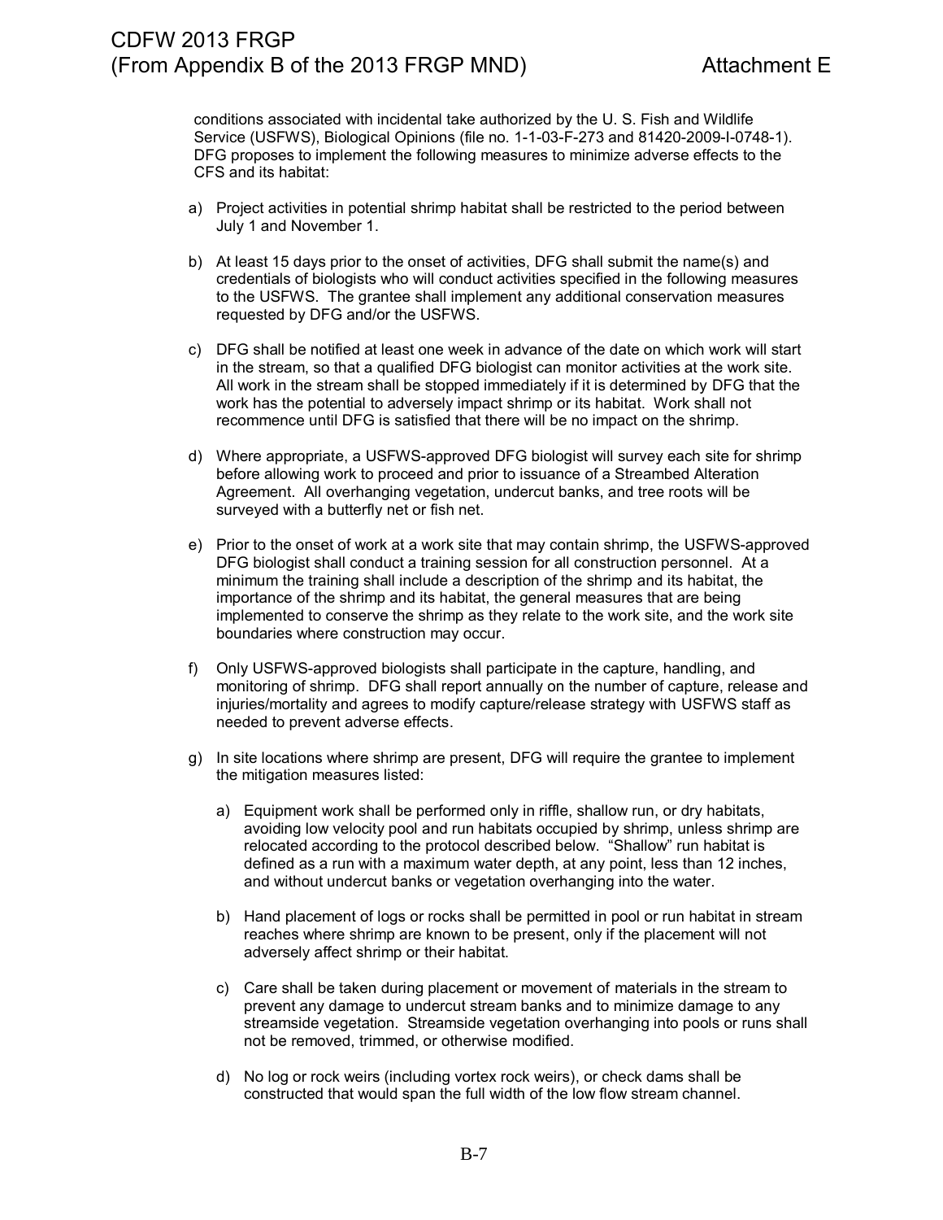conditions associated with incidental take authorized by the U. S. Fish and Wildlife Service (USFWS), Biological Opinions (file no. 1-1-03-F-273 and 81420-2009-I-0748-1). DFG proposes to implement the following measures to minimize adverse effects to the CFS and its habitat:

a) Project activities in potential shrimp habitat shall be restricted to the period between July 1 and November 1.

b) At least 15 days prior to the onset of activities, DFG shall submit the name(s) and credentials of biologists who will conduct activities specified in the following measures to the USFWS. The grantee shall implement any additional conservation measures requested by DFG and/or the USFWS.

c) DFG shall be notified at least one week in advance of the date on which work will start in the stream, so that a qualified DFG biologist can monitor activities at the work site. All work in the stream shall be stopped immediately if it is determined by DFG that the work has the potential to adversely impact shrimp or its habitat. Work shall not recommence until DFG is satisfied that there will be no impact on the shrimp.

d) Where appropriate, a USFWS-approved DFG biologist will survey each site for shrimp before allowing work to proceed and prior to issuance of a Streambed Alteration Agreement. All overhanging vegetation, undercut banks, and tree roots will be surveyed with a butterfly net or fish net.

e) Prior to the onset of work at a work site that may contain shrimp, the USFWS-approved DFG biologist shall conduct a training session for all construction personnel. At a minimum the training shall include a description of the shrimp and its habitat, the importance of the shrimp and its habitat, the general measures that are being implemented to conserve the shrimp as they relate to the work site, and the work site boundaries where construction may occur.

f) Only USFWS-approved biologists shall participate in the capture, handling, and monitoring of shrimp. DFG shall report annually on the number of capture, release and injuries/mortality and agrees to modify capture/release strategy with USFWS staff as needed to prevent adverse effects.

g) In site locations where shrimp are present, DFG will require the grantee to implement the mitigation measures listed:

   a) Equipment work shall be performed only in riffle, shallow run, or dry habitats, avoiding low velocity pool and run habitats occupied by shrimp, unless shrimp are relocated according to the protocol described below. "Shallow" run habitat is defined as a run with a maximum water depth, at any point, less than 12 inches, and without undercut banks or vegetation overhanging into the water.

   b) Hand placement of logs or rocks shall be permitted in pool or run habitat in stream reaches where shrimp are known to be present, only if the placement will not adversely affect shrimp or their habitat.

   c) Care shall be taken during placement or movement of materials in the stream to prevent any damage to undercut stream banks and to minimize damage to any streamside vegetation. Streamside vegetation overhanging into pools or runs shall not be removed, trimmed, or otherwise modified.

   d) No log or rock weirs (including vortex rock weirs), or check dams shall be constructed that would span the full width of the low flow stream channel.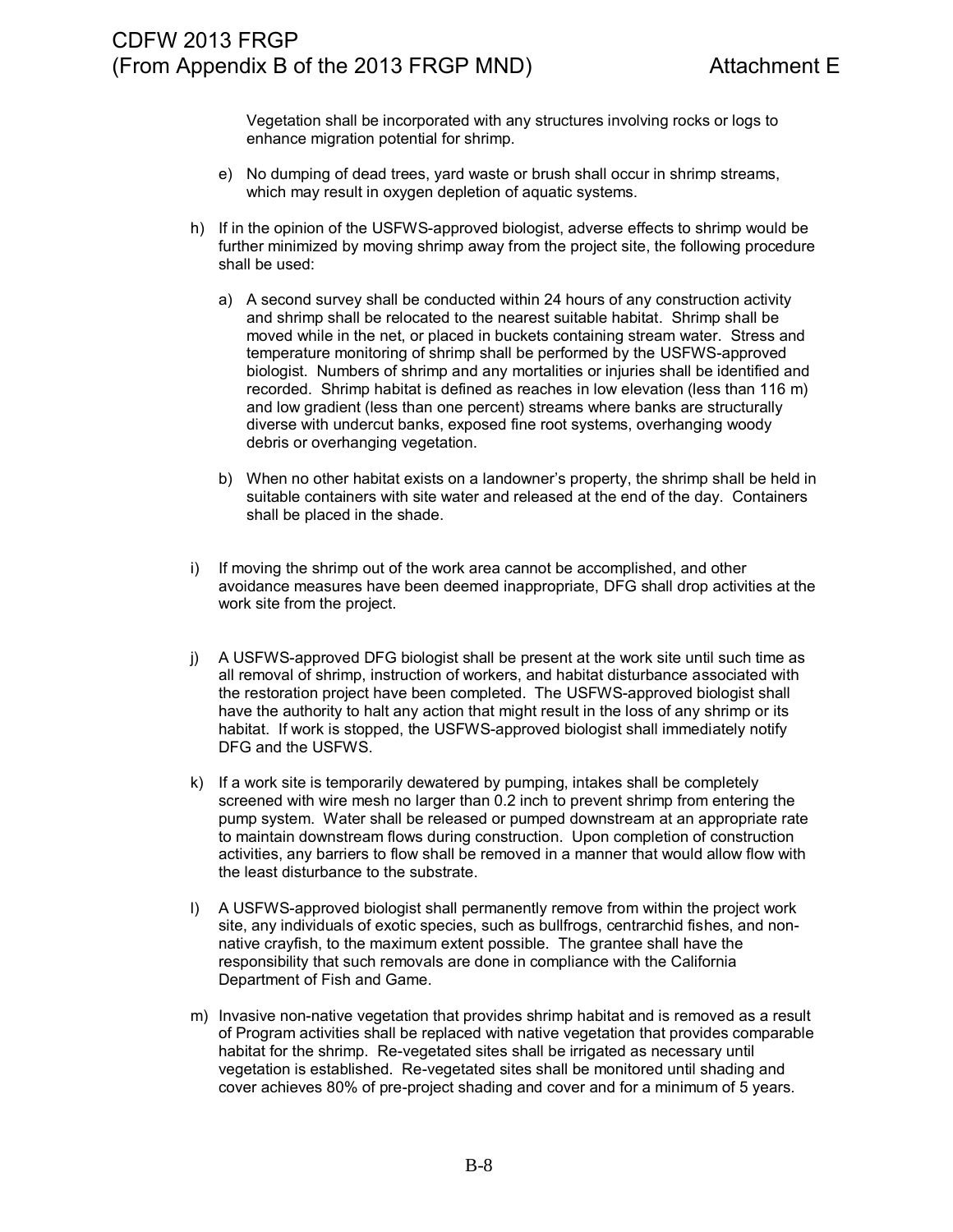Vegetation shall be incorporated with any structures involving rocks or logs to enhance migration potential for shrimp.

e) No dumping of dead trees, yard waste or brush shall occur in shrimp streams, which may result in oxygen depletion of aquatic systems.

h) If in the opinion of the USFWS-approved biologist, adverse effects to shrimp would be further minimized by moving shrimp away from the project site, the following procedure shall be used:

   a) A second survey shall be conducted within 24 hours of any construction activity and shrimp shall be relocated to the nearest suitable habitat. Shrimp shall be moved while in the net, or placed in buckets containing stream water. Stress and temperature monitoring of shrimp shall be performed by the USFWS-approved biologist. Numbers of shrimp and any mortalities or injuries shall be identified and recorded. Shrimp habitat is defined as reaches in low elevation (less than 116 m) and low gradient (less than one percent) streams where banks are structurally diverse with undercut banks, exposed fine root systems, overhanging woody debris or overhanging vegetation.

   b) When no other habitat exists on a landowner's property, the shrimp shall be held in suitable containers with site water and released at the end of the day. Containers shall be placed in the shade.

i) If moving the shrimp out of the work area cannot be accomplished, and other avoidance measures have been deemed inappropriate, DFG shall drop activities at the work site from the project.

j) A USFWS-approved DFG biologist shall be present at the work site until such time as all removal of shrimp, instruction of workers, and habitat disturbance associated with the restoration project have been completed. The USFWS-approved biologist shall have the authority to halt any action that might result in the loss of any shrimp or its habitat. If work is stopped, the USFWS-approved biologist shall immediately notify DFG and the USFWS.

k) If a work site is temporarily dewatered by pumping, intakes shall be completely screened with wire mesh no larger than 0.2 inch to prevent shrimp from entering the pump system. Water shall be released or pumped downstream at an appropriate rate to maintain downstream flows during construction. Upon completion of construction activities, any barriers to flow shall be removed in a manner that would allow flow with the least disturbance to the substrate.

l) A USFWS-approved biologist shall permanently remove from within the project work site, any individuals of exotic species, such as bullfrogs, centrarchid fishes, and non-native crayfish, to the maximum extent possible. The grantee shall have the responsibility that such removals are done in compliance with the California Department of Fish and Game.

m) Invasive non-native vegetation that provides shrimp habitat and is removed as a result of Program activities shall be replaced with native vegetation that provides comparable habitat for the shrimp. Re-vegetated sites shall be irrigated as necessary until vegetation is established. Re-vegetated sites shall be monitored until shading and cover achieves 80% of pre-project shading and cover and for a minimum of 5 years.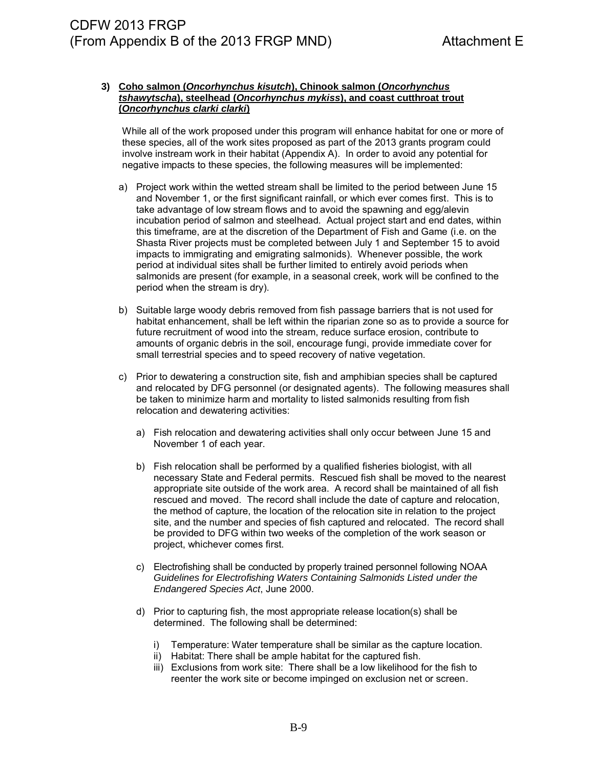**3) Coho salmon (*Oncorhynchus kisutch*), Chinook salmon (*Oncorhynchus tshawytscha*), steelhead (*Oncorhynchus mykiss*), and coast cutthroat trout (*Oncorhynchus clarki clarki*)**

While all of the work proposed under this program will enhance habitat for one or more of these species, all of the work sites proposed as part of the 2013 grants program could involve instream work in their habitat (Appendix A). In order to avoid any potential for negative impacts to these species, the following measures will be implemented:

a) Project work within the wetted stream shall be limited to the period between June 15 and November 1, or the first significant rainfall, or which ever comes first. This is to take advantage of low stream flows and to avoid the spawning and egg/alevin incubation period of salmon and steelhead. Actual project start and end dates, within this timeframe, are at the discretion of the Department of Fish and Game (i.e. on the Shasta River projects must be completed between July 1 and September 15 to avoid impacts to immigrating and emigrating salmonids). Whenever possible, the work period at individual sites shall be further limited to entirely avoid periods when salmonids are present (for example, in a seasonal creek, work will be confined to the period when the stream is dry).

b) Suitable large woody debris removed from fish passage barriers that is not used for habitat enhancement, shall be left within the riparian zone so as to provide a source for future recruitment of wood into the stream, reduce surface erosion, contribute to amounts of organic debris in the soil, encourage fungi, provide immediate cover for small terrestrial species and to speed recovery of native vegetation.

c) Prior to dewatering a construction site, fish and amphibian species shall be captured and relocated by DFG personnel (or designated agents). The following measures shall be taken to minimize harm and mortality to listed salmonids resulting from fish relocation and dewatering activities:

   a) Fish relocation and dewatering activities shall only occur between June 15 and November 1 of each year.

   b) Fish relocation shall be performed by a qualified fisheries biologist, with all necessary State and Federal permits. Rescued fish shall be moved to the nearest appropriate site outside of the work area. A record shall be maintained of all fish rescued and moved. The record shall include the date of capture and relocation, the method of capture, the location of the relocation site in relation to the project site, and the number and species of fish captured and relocated. The record shall be provided to DFG within two weeks of the completion of the work season or project, whichever comes first.

   c) Electrofishing shall be conducted by properly trained personnel following NOAA *Guidelines for Electrofishing Waters Containing Salmonids Listed under the Endangered Species Act*, June 2000.

   d) Prior to capturing fish, the most appropriate release location(s) shall be determined. The following shall be determined:

      i) Temperature: Water temperature shall be similar as the capture location.
      ii) Habitat: There shall be ample habitat for the captured fish.
      iii) Exclusions from work site: There shall be a low likelihood for the fish to reenter the work site or become impinged on exclusion net or screen.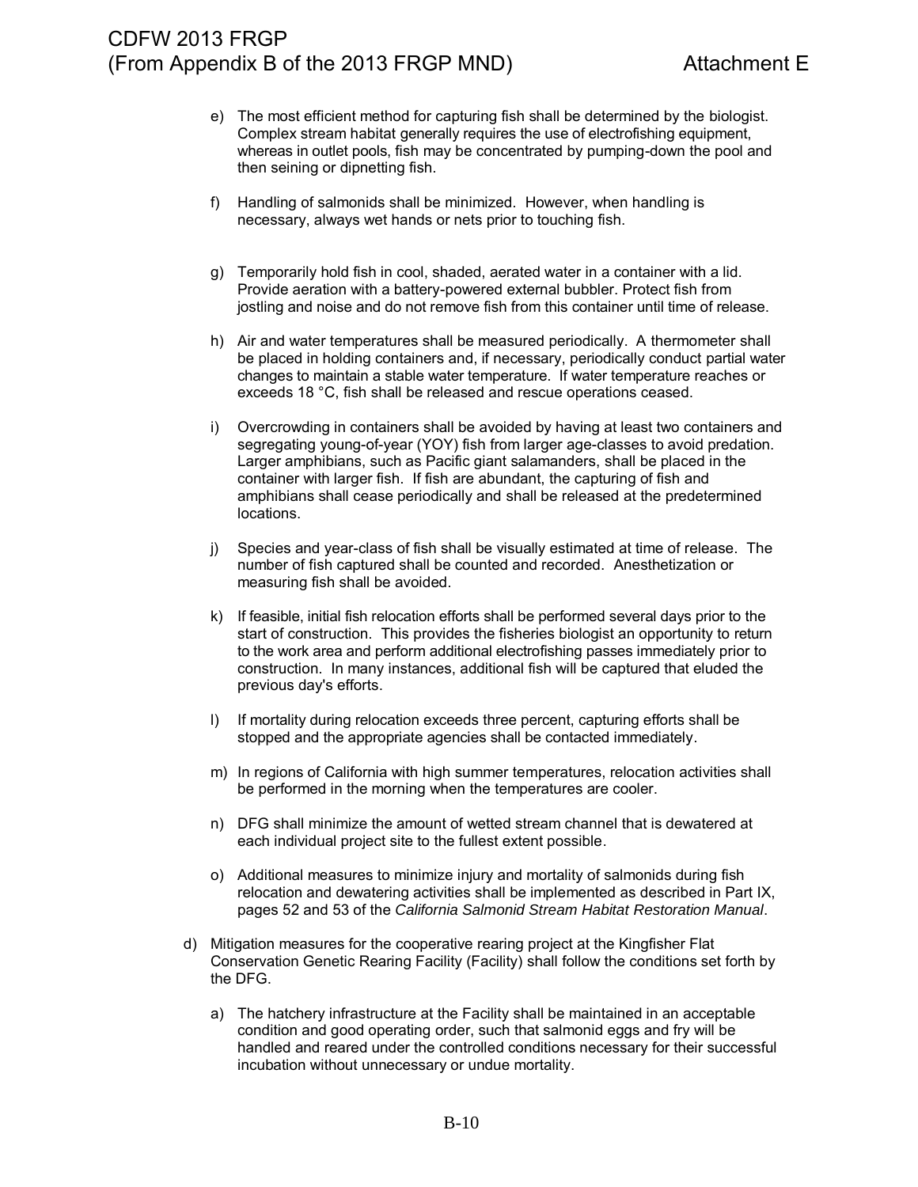e) The most efficient method for capturing fish shall be determined by the biologist. Complex stream habitat generally requires the use of electrofishing equipment, whereas in outlet pools, fish may be concentrated by pumping-down the pool and then seining or dipnetting fish.

f) Handling of salmonids shall be minimized. However, when handling is necessary, always wet hands or nets prior to touching fish.

g) Temporarily hold fish in cool, shaded, aerated water in a container with a lid. Provide aeration with a battery-powered external bubbler. Protect fish from jostling and noise and do not remove fish from this container until time of release.

h) Air and water temperatures shall be measured periodically. A thermometer shall be placed in holding containers and, if necessary, periodically conduct partial water changes to maintain a stable water temperature. If water temperature reaches or exceeds 18 °C, fish shall be released and rescue operations ceased.

i) Overcrowding in containers shall be avoided by having at least two containers and segregating young-of-year (YOY) fish from larger age-classes to avoid predation. Larger amphibians, such as Pacific giant salamanders, shall be placed in the container with larger fish. If fish are abundant, the capturing of fish and amphibians shall cease periodically and shall be released at the predetermined locations.

j) Species and year-class of fish shall be visually estimated at time of release. The number of fish captured shall be counted and recorded. Anesthetization or measuring fish shall be avoided.

k) If feasible, initial fish relocation efforts shall be performed several days prior to the start of construction. This provides the fisheries biologist an opportunity to return to the work area and perform additional electrofishing passes immediately prior to construction. In many instances, additional fish will be captured that eluded the previous day's efforts.

l) If mortality during relocation exceeds three percent, capturing efforts shall be stopped and the appropriate agencies shall be contacted immediately.

m) In regions of California with high summer temperatures, relocation activities shall be performed in the morning when the temperatures are cooler.

n) DFG shall minimize the amount of wetted stream channel that is dewatered at each individual project site to the fullest extent possible.

o) Additional measures to minimize injury and mortality of salmonids during fish relocation and dewatering activities shall be implemented as described in Part IX, pages 52 and 53 of the *California Salmonid Stream Habitat Restoration Manual*.

d) Mitigation measures for the cooperative rearing project at the Kingfisher Flat Conservation Genetic Rearing Facility (Facility) shall follow the conditions set forth by the DFG.

   a) The hatchery infrastructure at the Facility shall be maintained in an acceptable condition and good operating order, such that salmonid eggs and fry will be handled and reared under the controlled conditions necessary for their successful incubation without unnecessary or undue mortality.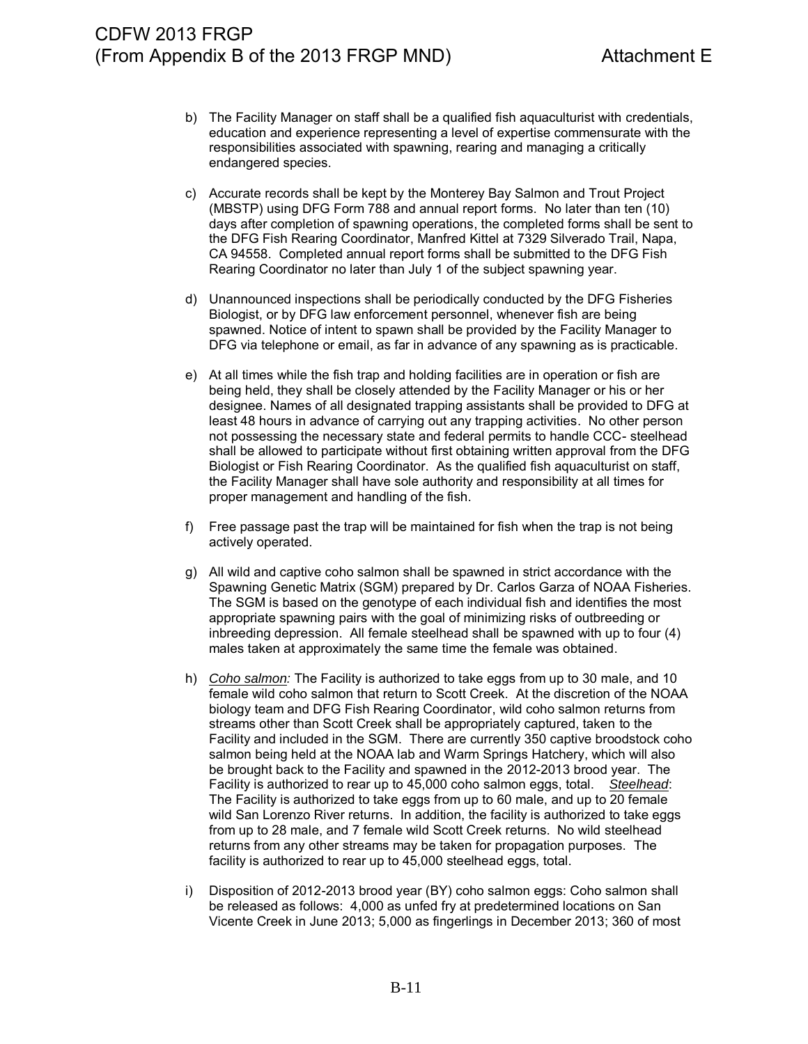b) The Facility Manager on staff shall be a qualified fish aquaculturist with credentials, education and experience representing a level of expertise commensurate with the responsibilities associated with spawning, rearing and managing a critically endangered species.

c) Accurate records shall be kept by the Monterey Bay Salmon and Trout Project (MBSTP) using DFG Form 788 and annual report forms. No later than ten (10) days after completion of spawning operations, the completed forms shall be sent to the DFG Fish Rearing Coordinator, Manfred Kittel at 7329 Silverado Trail, Napa, CA 94558. Completed annual report forms shall be submitted to the DFG Fish Rearing Coordinator no later than July 1 of the subject spawning year.

d) Unannounced inspections shall be periodically conducted by the DFG Fisheries Biologist, or by DFG law enforcement personnel, whenever fish are being spawned. Notice of intent to spawn shall be provided by the Facility Manager to DFG via telephone or email, as far in advance of any spawning as is practicable.

e) At all times while the fish trap and holding facilities are in operation or fish are being held, they shall be closely attended by the Facility Manager or his or her designee. Names of all designated trapping assistants shall be provided to DFG at least 48 hours in advance of carrying out any trapping activities. No other person not possessing the necessary state and federal permits to handle CCC- steelhead shall be allowed to participate without first obtaining written approval from the DFG Biologist or Fish Rearing Coordinator. As the qualified fish aquaculturist on staff, the Facility Manager shall have sole authority and responsibility at all times for proper management and handling of the fish.

f) Free passage past the trap will be maintained for fish when the trap is not being actively operated.

g) All wild and captive coho salmon shall be spawned in strict accordance with the Spawning Genetic Matrix (SGM) prepared by Dr. Carlos Garza of NOAA Fisheries. The SGM is based on the genotype of each individual fish and identifies the most appropriate spawning pairs with the goal of minimizing risks of outbreeding or inbreeding depression. All female steelhead shall be spawned with up to four (4) males taken at approximately the same time the female was obtained.

h) *Coho salmon:* The Facility is authorized to take eggs from up to 30 male, and 10 female wild coho salmon that return to Scott Creek. At the discretion of the NOAA biology team and DFG Fish Rearing Coordinator, wild coho salmon returns from streams other than Scott Creek shall be appropriately captured, taken to the Facility and included in the SGM. There are currently 350 captive broodstock coho salmon being held at the NOAA lab and Warm Springs Hatchery, which will also be brought back to the Facility and spawned in the 2012-2013 brood year. The Facility is authorized to rear up to 45,000 coho salmon eggs, total. *Steelhead*: The Facility is authorized to take eggs from up to 60 male, and up to 20 female wild San Lorenzo River returns. In addition, the facility is authorized to take eggs from up to 28 male, and 7 female wild Scott Creek returns. No wild steelhead returns from any other streams may be taken for propagation purposes. The facility is authorized to rear up to 45,000 steelhead eggs, total.

i) Disposition of 2012-2013 brood year (BY) coho salmon eggs: Coho salmon shall be released as follows: 4,000 as unfed fry at predetermined locations on San Vicente Creek in June 2013; 5,000 as fingerlings in December 2013; 360 of most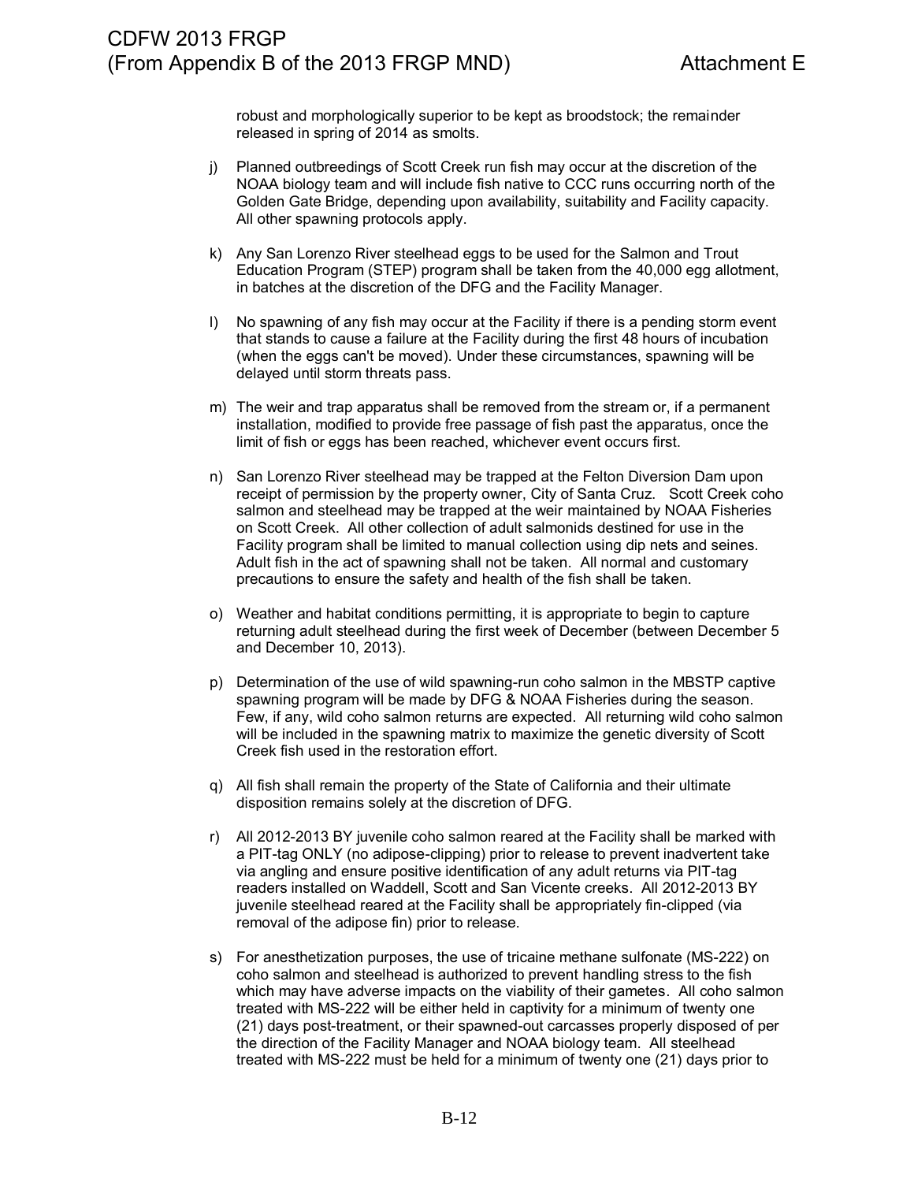robust and morphologically superior to be kept as broodstock; the remainder released in spring of 2014 as smolts.

j) Planned outbreedings of Scott Creek run fish may occur at the discretion of the NOAA biology team and will include fish native to CCC runs occurring north of the Golden Gate Bridge, depending upon availability, suitability and Facility capacity. All other spawning protocols apply.

k) Any San Lorenzo River steelhead eggs to be used for the Salmon and Trout Education Program (STEP) program shall be taken from the 40,000 egg allotment, in batches at the discretion of the DFG and the Facility Manager.

l) No spawning of any fish may occur at the Facility if there is a pending storm event that stands to cause a failure at the Facility during the first 48 hours of incubation (when the eggs can't be moved). Under these circumstances, spawning will be delayed until storm threats pass.

m) The weir and trap apparatus shall be removed from the stream or, if a permanent installation, modified to provide free passage of fish past the apparatus, once the limit of fish or eggs has been reached, whichever event occurs first.

n) San Lorenzo River steelhead may be trapped at the Felton Diversion Dam upon receipt of permission by the property owner, City of Santa Cruz. Scott Creek coho salmon and steelhead may be trapped at the weir maintained by NOAA Fisheries on Scott Creek. All other collection of adult salmonids destined for use in the Facility program shall be limited to manual collection using dip nets and seines. Adult fish in the act of spawning shall not be taken. All normal and customary precautions to ensure the safety and health of the fish shall be taken.

o) Weather and habitat conditions permitting, it is appropriate to begin to capture returning adult steelhead during the first week of December (between December 5 and December 10, 2013).

p) Determination of the use of wild spawning-run coho salmon in the MBSTP captive spawning program will be made by DFG & NOAA Fisheries during the season. Few, if any, wild coho salmon returns are expected. All returning wild coho salmon will be included in the spawning matrix to maximize the genetic diversity of Scott Creek fish used in the restoration effort.

q) All fish shall remain the property of the State of California and their ultimate disposition remains solely at the discretion of DFG.

r) All 2012-2013 BY juvenile coho salmon reared at the Facility shall be marked with a PIT-tag ONLY (no adipose-clipping) prior to release to prevent inadvertent take via angling and ensure positive identification of any adult returns via PIT-tag readers installed on Waddell, Scott and San Vicente creeks. All 2012-2013 BY juvenile steelhead reared at the Facility shall be appropriately fin-clipped (via removal of the adipose fin) prior to release.

s) For anesthetization purposes, the use of tricaine methane sulfonate (MS-222) on coho salmon and steelhead is authorized to prevent handling stress to the fish which may have adverse impacts on the viability of their gametes. All coho salmon treated with MS-222 will be either held in captivity for a minimum of twenty one (21) days post-treatment, or their spawned-out carcasses properly disposed of per the direction of the Facility Manager and NOAA biology team. All steelhead treated with MS-222 must be held for a minimum of twenty one (21) days prior to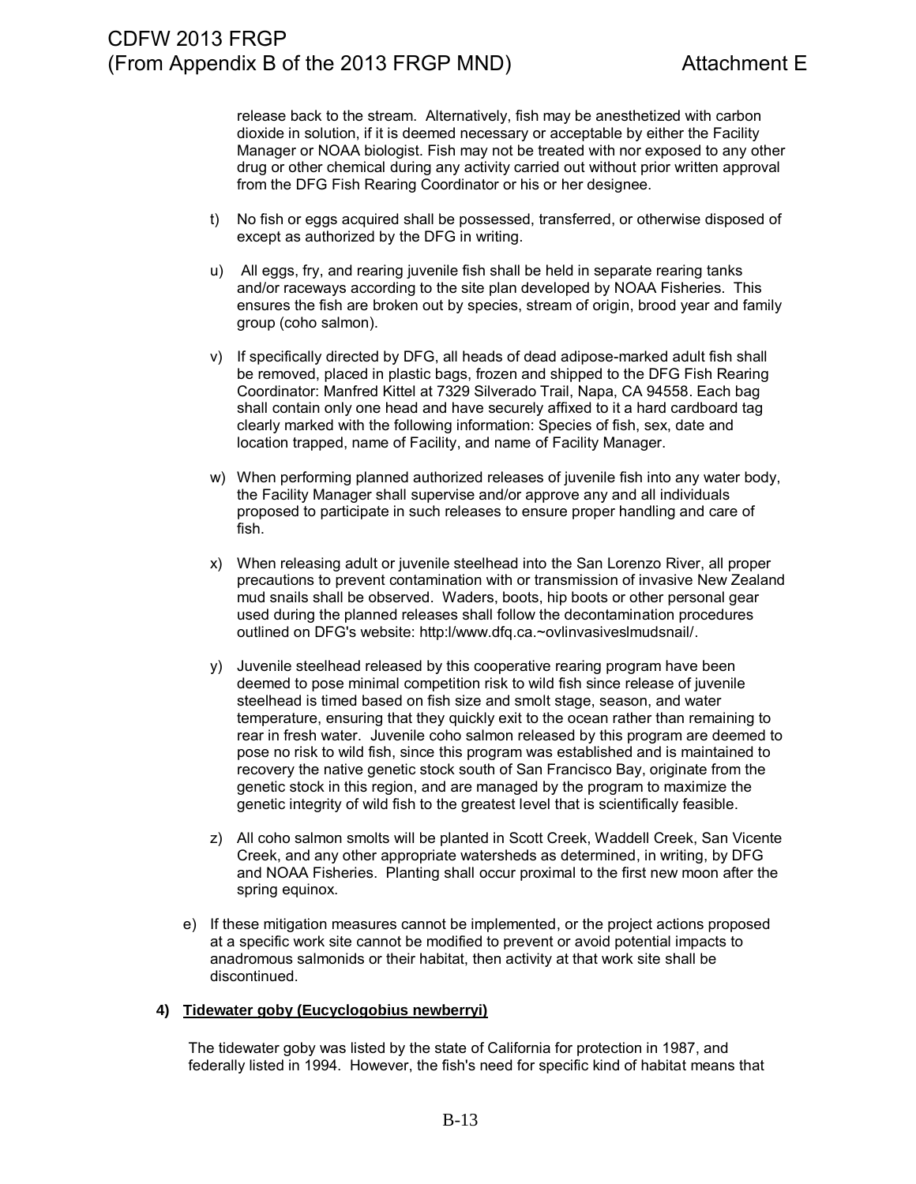release back to the stream. Alternatively, fish may be anesthetized with carbon dioxide in solution, if it is deemed necessary or acceptable by either the Facility Manager or NOAA biologist. Fish may not be treated with nor exposed to any other drug or other chemical during any activity carried out without prior written approval from the DFG Fish Rearing Coordinator or his or her designee.

t) No fish or eggs acquired shall be possessed, transferred, or otherwise disposed of except as authorized by the DFG in writing.

u) All eggs, fry, and rearing juvenile fish shall be held in separate rearing tanks and/or raceways according to the site plan developed by NOAA Fisheries. This ensures the fish are broken out by species, stream of origin, brood year and family group (coho salmon).

v) If specifically directed by DFG, all heads of dead adipose-marked adult fish shall be removed, placed in plastic bags, frozen and shipped to the DFG Fish Rearing Coordinator: Manfred Kittel at 7329 Silverado Trail, Napa, CA 94558. Each bag shall contain only one head and have securely affixed to it a hard cardboard tag clearly marked with the following information: Species of fish, sex, date and location trapped, name of Facility, and name of Facility Manager.

w) When performing planned authorized releases of juvenile fish into any water body, the Facility Manager shall supervise and/or approve any and all individuals proposed to participate in such releases to ensure proper handling and care of fish.

x) When releasing adult or juvenile steelhead into the San Lorenzo River, all proper precautions to prevent contamination with or transmission of invasive New Zealand mud snails shall be observed. Waders, boots, hip boots or other personal gear used during the planned releases shall follow the decontamination procedures outlined on DFG's website: http:l/www.dfq.ca.~ovlinvasiveslmudsnail/.

y) Juvenile steelhead released by this cooperative rearing program have been deemed to pose minimal competition risk to wild fish since release of juvenile steelhead is timed based on fish size and smolt stage, season, and water temperature, ensuring that they quickly exit to the ocean rather than remaining to rear in fresh water. Juvenile coho salmon released by this program are deemed to pose no risk to wild fish, since this program was established and is maintained to recovery the native genetic stock south of San Francisco Bay, originate from the genetic stock in this region, and are managed by the program to maximize the genetic integrity of wild fish to the greatest level that is scientifically feasible.

z) All coho salmon smolts will be planted in Scott Creek, Waddell Creek, San Vicente Creek, and any other appropriate watersheds as determined, in writing, by DFG and NOAA Fisheries. Planting shall occur proximal to the first new moon after the spring equinox.

e) If these mitigation measures cannot be implemented, or the project actions proposed at a specific work site cannot be modified to prevent or avoid potential impacts to anadromous salmonids or their habitat, then activity at that work site shall be discontinued.

### 4) Tidewater goby (Eucyclogobius newberryi)

The tidewater goby was listed by the state of California for protection in 1987, and federally listed in 1994. However, the fish's need for specific kind of habitat means that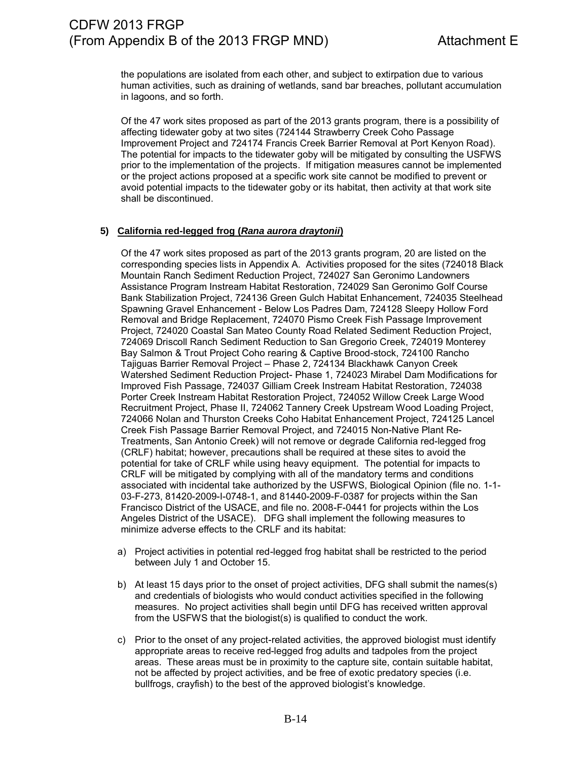the populations are isolated from each other, and subject to extirpation due to various human activities, such as draining of wetlands, sand bar breaches, pollutant accumulation in lagoons, and so forth.

Of the 47 work sites proposed as part of the 2013 grants program, there is a possibility of affecting tidewater goby at two sites (724144 Strawberry Creek Coho Passage Improvement Project and 724174 Francis Creek Barrier Removal at Port Kenyon Road). The potential for impacts to the tidewater goby will be mitigated by consulting the USFWS prior to the implementation of the projects. If mitigation measures cannot be implemented or the project actions proposed at a specific work site cannot be modified to prevent or avoid potential impacts to the tidewater goby or its habitat, then activity at that work site shall be discontinued.

**5) California red-legged frog (*Rana aurora draytonii*)**

Of the 47 work sites proposed as part of the 2013 grants program, 20 are listed on the corresponding species lists in Appendix A. Activities proposed for the sites (724018 Black Mountain Ranch Sediment Reduction Project, 724027 San Geronimo Landowners Assistance Program Instream Habitat Restoration, 724029 San Geronimo Golf Course Bank Stabilization Project, 724136 Green Gulch Habitat Enhancement, 724035 Steelhead Spawning Gravel Enhancement - Below Los Padres Dam, 724128 Sleepy Hollow Ford Removal and Bridge Replacement, 724070 Pismo Creek Fish Passage Improvement Project, 724020 Coastal San Mateo County Road Related Sediment Reduction Project, 724069 Driscoll Ranch Sediment Reduction to San Gregorio Creek, 724019 Monterey Bay Salmon & Trout Project Coho rearing & Captive Brood-stock, 724100 Rancho Tajiguas Barrier Removal Project – Phase 2, 724134 Blackhawk Canyon Creek Watershed Sediment Reduction Project- Phase 1, 724023 Mirabel Dam Modifications for Improved Fish Passage, 724037 Gilliam Creek Instream Habitat Restoration, 724038 Porter Creek Instream Habitat Restoration Project, 724052 Willow Creek Large Wood Recruitment Project, Phase II, 724062 Tannery Creek Upstream Wood Loading Project, 724066 Nolan and Thurston Creeks Coho Habitat Enhancement Project, 724125 Lancel Creek Fish Passage Barrier Removal Project, and 724015 Non-Native Plant Re-Treatments, San Antonio Creek) will not remove or degrade California red-legged frog (CRLF) habitat; however, precautions shall be required at these sites to avoid the potential for take of CRLF while using heavy equipment. The potential for impacts to CRLF will be mitigated by complying with all of the mandatory terms and conditions associated with incidental take authorized by the USFWS, Biological Opinion (file no. 1-1-03-F-273, 81420-2009-I-0748-1, and 81440-2009-F-0387 for projects within the San Francisco District of the USACE, and file no. 2008-F-0441 for projects within the Los Angeles District of the USACE). DFG shall implement the following measures to minimize adverse effects to the CRLF and its habitat:

a) Project activities in potential red-legged frog habitat shall be restricted to the period between July 1 and October 15.

b) At least 15 days prior to the onset of project activities, DFG shall submit the names(s) and credentials of biologists who would conduct activities specified in the following measures. No project activities shall begin until DFG has received written approval from the USFWS that the biologist(s) is qualified to conduct the work.

c) Prior to the onset of any project-related activities, the approved biologist must identify appropriate areas to receive red-legged frog adults and tadpoles from the project areas. These areas must be in proximity to the capture site, contain suitable habitat, not be affected by project activities, and be free of exotic predatory species (i.e. bullfrogs, crayfish) to the best of the approved biologist's knowledge.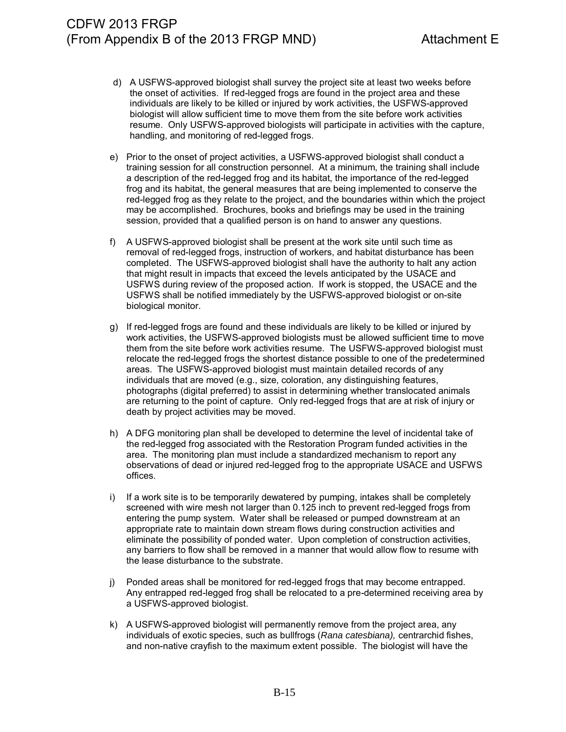d) A USFWS-approved biologist shall survey the project site at least two weeks before the onset of activities. If red-legged frogs are found in the project area and these individuals are likely to be killed or injured by work activities, the USFWS-approved biologist will allow sufficient time to move them from the site before work activities resume. Only USFWS-approved biologists will participate in activities with the capture, handling, and monitoring of red-legged frogs.

e) Prior to the onset of project activities, a USFWS-approved biologist shall conduct a training session for all construction personnel. At a minimum, the training shall include a description of the red-legged frog and its habitat, the importance of the red-legged frog and its habitat, the general measures that are being implemented to conserve the red-legged frog as they relate to the project, and the boundaries within which the project may be accomplished. Brochures, books and briefings may be used in the training session, provided that a qualified person is on hand to answer any questions.

f) A USFWS-approved biologist shall be present at the work site until such time as removal of red-legged frogs, instruction of workers, and habitat disturbance has been completed. The USFWS-approved biologist shall have the authority to halt any action that might result in impacts that exceed the levels anticipated by the USACE and USFWS during review of the proposed action. If work is stopped, the USACE and the USFWS shall be notified immediately by the USFWS-approved biologist or on-site biological monitor.

g) If red-legged frogs are found and these individuals are likely to be killed or injured by work activities, the USFWS-approved biologists must be allowed sufficient time to move them from the site before work activities resume. The USFWS-approved biologist must relocate the red-legged frogs the shortest distance possible to one of the predetermined areas. The USFWS-approved biologist must maintain detailed records of any individuals that are moved (e.g., size, coloration, any distinguishing features, photographs (digital preferred) to assist in determining whether translocated animals are returning to the point of capture. Only red-legged frogs that are at risk of injury or death by project activities may be moved.

h) A DFG monitoring plan shall be developed to determine the level of incidental take of the red-legged frog associated with the Restoration Program funded activities in the area. The monitoring plan must include a standardized mechanism to report any observations of dead or injured red-legged frog to the appropriate USACE and USFWS offices.

i) If a work site is to be temporarily dewatered by pumping, intakes shall be completely screened with wire mesh not larger than 0.125 inch to prevent red-legged frogs from entering the pump system. Water shall be released or pumped downstream at an appropriate rate to maintain down stream flows during construction activities and eliminate the possibility of ponded water. Upon completion of construction activities, any barriers to flow shall be removed in a manner that would allow flow to resume with the lease disturbance to the substrate.

j) Ponded areas shall be monitored for red-legged frogs that may become entrapped. Any entrapped red-legged frog shall be relocated to a pre-determined receiving area by a USFWS-approved biologist.

k) A USFWS-approved biologist will permanently remove from the project area, any individuals of exotic species, such as bullfrogs (*Rana catesbiana),* centrarchid fishes, and non-native crayfish to the maximum extent possible. The biologist will have the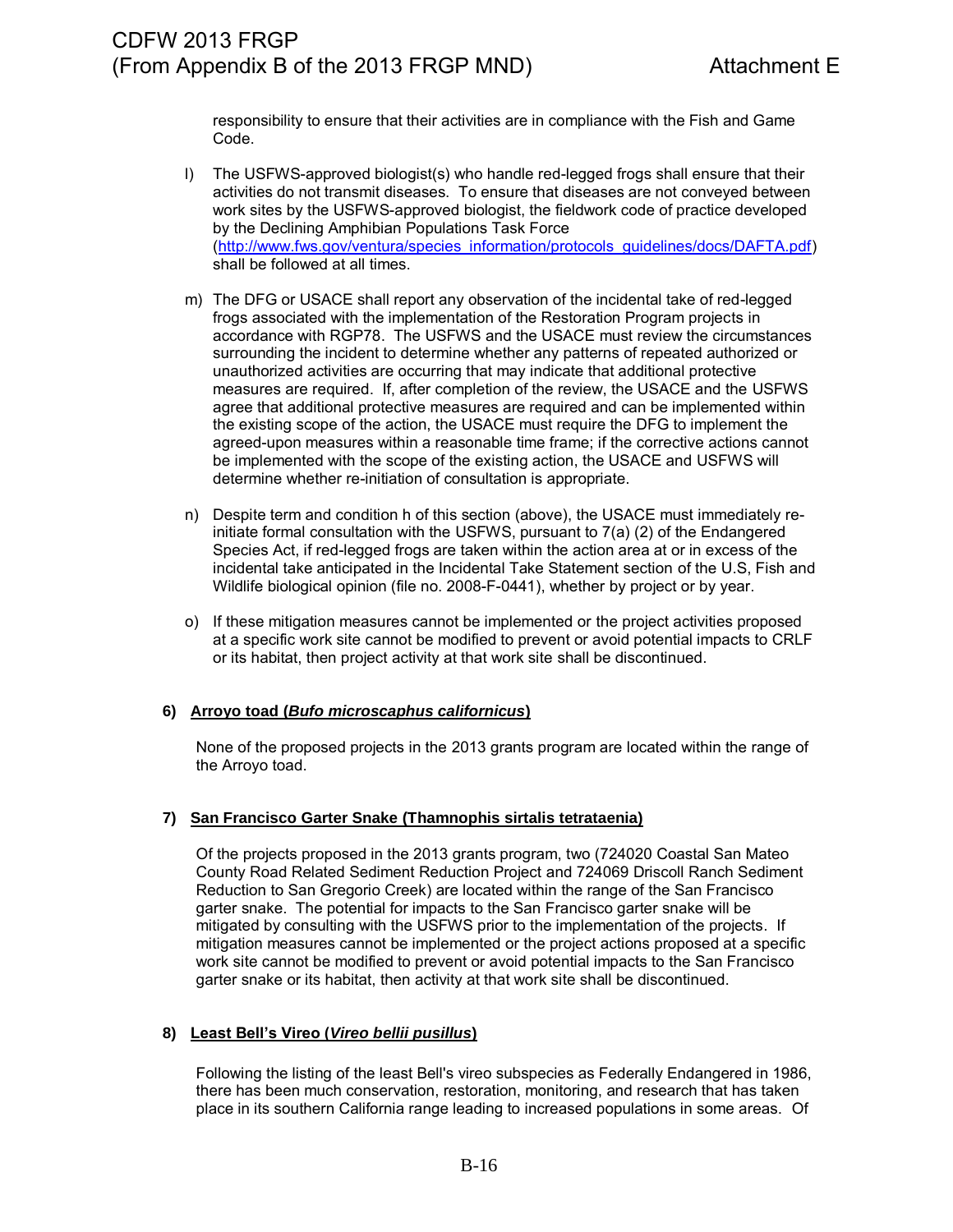responsibility to ensure that their activities are in compliance with the Fish and Game Code.

l) The USFWS-approved biologist(s) who handle red-legged frogs shall ensure that their activities do not transmit diseases. To ensure that diseases are not conveyed between work sites by the USFWS-approved biologist, the fieldwork code of practice developed by the Declining Amphibian Populations Task Force (http://www.fws.gov/ventura/species_information/protocols_guidelines/docs/DAFTA.pdf) shall be followed at all times.

m) The DFG or USACE shall report any observation of the incidental take of red-legged frogs associated with the implementation of the Restoration Program projects in accordance with RGP78. The USFWS and the USACE must review the circumstances surrounding the incident to determine whether any patterns of repeated authorized or unauthorized activities are occurring that may indicate that additional protective measures are required. If, after completion of the review, the USACE and the USFWS agree that additional protective measures are required and can be implemented within the existing scope of the action, the USACE must require the DFG to implement the agreed-upon measures within a reasonable time frame; if the corrective actions cannot be implemented with the scope of the existing action, the USACE and USFWS will determine whether re-initiation of consultation is appropriate.

n) Despite term and condition h of this section (above), the USACE must immediately re-initiate formal consultation with the USFWS, pursuant to 7(a) (2) of the Endangered Species Act, if red-legged frogs are taken within the action area at or in excess of the incidental take anticipated in the Incidental Take Statement section of the U.S, Fish and Wildlife biological opinion (file no. 2008-F-0441), whether by project or by year.

o) If these mitigation measures cannot be implemented or the project activities proposed at a specific work site cannot be modified to prevent or avoid potential impacts to CRLF or its habitat, then project activity at that work site shall be discontinued.

### 6) Arroyo toad (*Bufo microscaphus californicus*)

None of the proposed projects in the 2013 grants program are located within the range of the Arroyo toad.

### 7) San Francisco Garter Snake (Thamnophis sirtalis tetrataenia)

Of the projects proposed in the 2013 grants program, two (724020 Coastal San Mateo County Road Related Sediment Reduction Project and 724069 Driscoll Ranch Sediment Reduction to San Gregorio Creek) are located within the range of the San Francisco garter snake. The potential for impacts to the San Francisco garter snake will be mitigated by consulting with the USFWS prior to the implementation of the projects. If mitigation measures cannot be implemented or the project actions proposed at a specific work site cannot be modified to prevent or avoid potential impacts to the San Francisco garter snake or its habitat, then activity at that work site shall be discontinued.

### 8) Least Bell's Vireo (*Vireo bellii pusillus*)

Following the listing of the least Bell's vireo subspecies as Federally Endangered in 1986, there has been much conservation, restoration, monitoring, and research that has taken place in its southern California range leading to increased populations in some areas. Of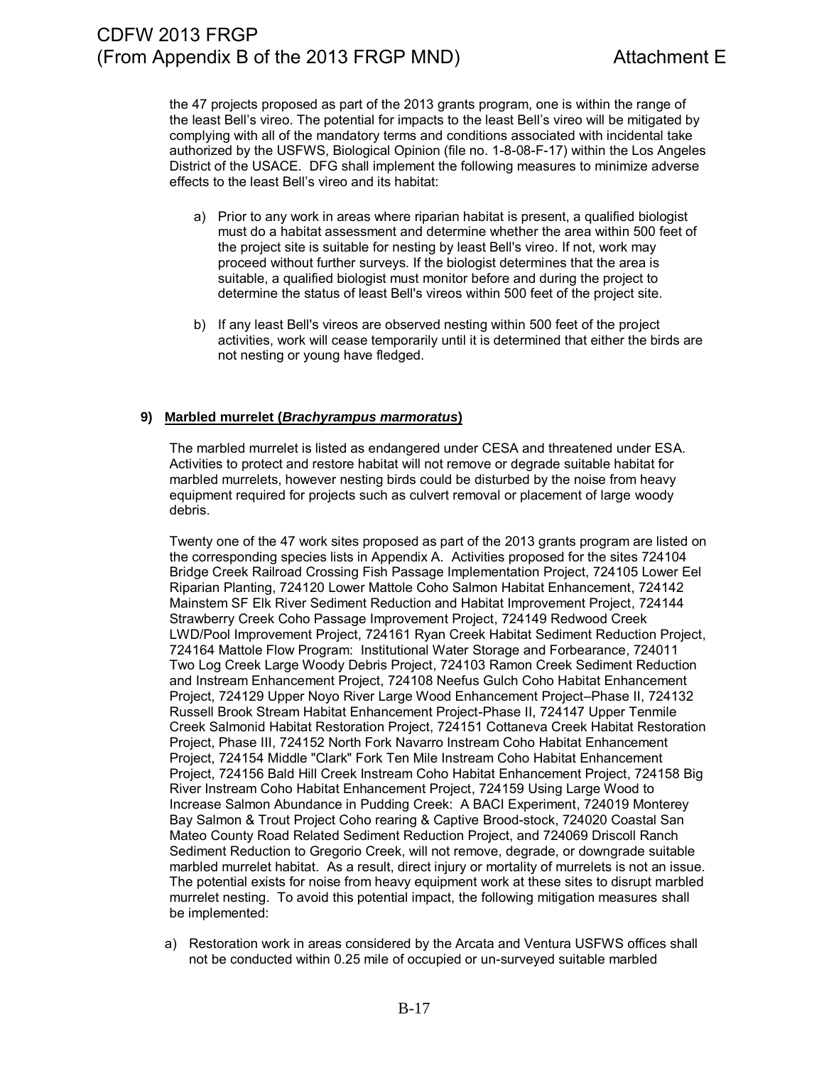the 47 projects proposed as part of the 2013 grants program, one is within the range of the least Bell's vireo. The potential for impacts to the least Bell's vireo will be mitigated by complying with all of the mandatory terms and conditions associated with incidental take authorized by the USFWS, Biological Opinion (file no. 1-8-08-F-17) within the Los Angeles District of the USACE. DFG shall implement the following measures to minimize adverse effects to the least Bell's vireo and its habitat:

a) Prior to any work in areas where riparian habitat is present, a qualified biologist must do a habitat assessment and determine whether the area within 500 feet of the project site is suitable for nesting by least Bell's vireo. If not, work may proceed without further surveys. If the biologist determines that the area is suitable, a qualified biologist must monitor before and during the project to determine the status of least Bell's vireos within 500 feet of the project site.

b) If any least Bell's vireos are observed nesting within 500 feet of the project activities, work will cease temporarily until it is determined that either the birds are not nesting or young have fledged.

### 9) Marbled murrelet (*Brachyrampus marmoratus*)

The marbled murrelet is listed as endangered under CESA and threatened under ESA. Activities to protect and restore habitat will not remove or degrade suitable habitat for marbled murrelets, however nesting birds could be disturbed by the noise from heavy equipment required for projects such as culvert removal or placement of large woody debris.

Twenty one of the 47 work sites proposed as part of the 2013 grants program are listed on the corresponding species lists in Appendix A. Activities proposed for the sites 724104 Bridge Creek Railroad Crossing Fish Passage Implementation Project, 724105 Lower Eel Riparian Planting, 724120 Lower Mattole Coho Salmon Habitat Enhancement, 724142 Mainstem SF Elk River Sediment Reduction and Habitat Improvement Project, 724144 Strawberry Creek Coho Passage Improvement Project, 724149 Redwood Creek LWD/Pool Improvement Project, 724161 Ryan Creek Habitat Sediment Reduction Project, 724164 Mattole Flow Program: Institutional Water Storage and Forbearance, 724011 Two Log Creek Large Woody Debris Project, 724103 Ramon Creek Sediment Reduction and Instream Enhancement Project, 724108 Neefus Gulch Coho Habitat Enhancement Project, 724129 Upper Noyo River Large Wood Enhancement Project–Phase II, 724132 Russell Brook Stream Habitat Enhancement Project-Phase II, 724147 Upper Tenmile Creek Salmonid Habitat Restoration Project, 724151 Cottaneva Creek Habitat Restoration Project, Phase III, 724152 North Fork Navarro Instream Coho Habitat Enhancement Project, 724154 Middle "Clark" Fork Ten Mile Instream Coho Habitat Enhancement Project, 724156 Bald Hill Creek Instream Coho Habitat Enhancement Project, 724158 Big River Instream Coho Habitat Enhancement Project, 724159 Using Large Wood to Increase Salmon Abundance in Pudding Creek: A BACI Experiment, 724019 Monterey Bay Salmon & Trout Project Coho rearing & Captive Brood-stock, 724020 Coastal San Mateo County Road Related Sediment Reduction Project, and 724069 Driscoll Ranch Sediment Reduction to Gregorio Creek, will not remove, degrade, or downgrade suitable marbled murrelet habitat. As a result, direct injury or mortality of murrelets is not an issue. The potential exists for noise from heavy equipment work at these sites to disrupt marbled murrelet nesting. To avoid this potential impact, the following mitigation measures shall be implemented:

a) Restoration work in areas considered by the Arcata and Ventura USFWS offices shall not be conducted within 0.25 mile of occupied or un-surveyed suitable marbled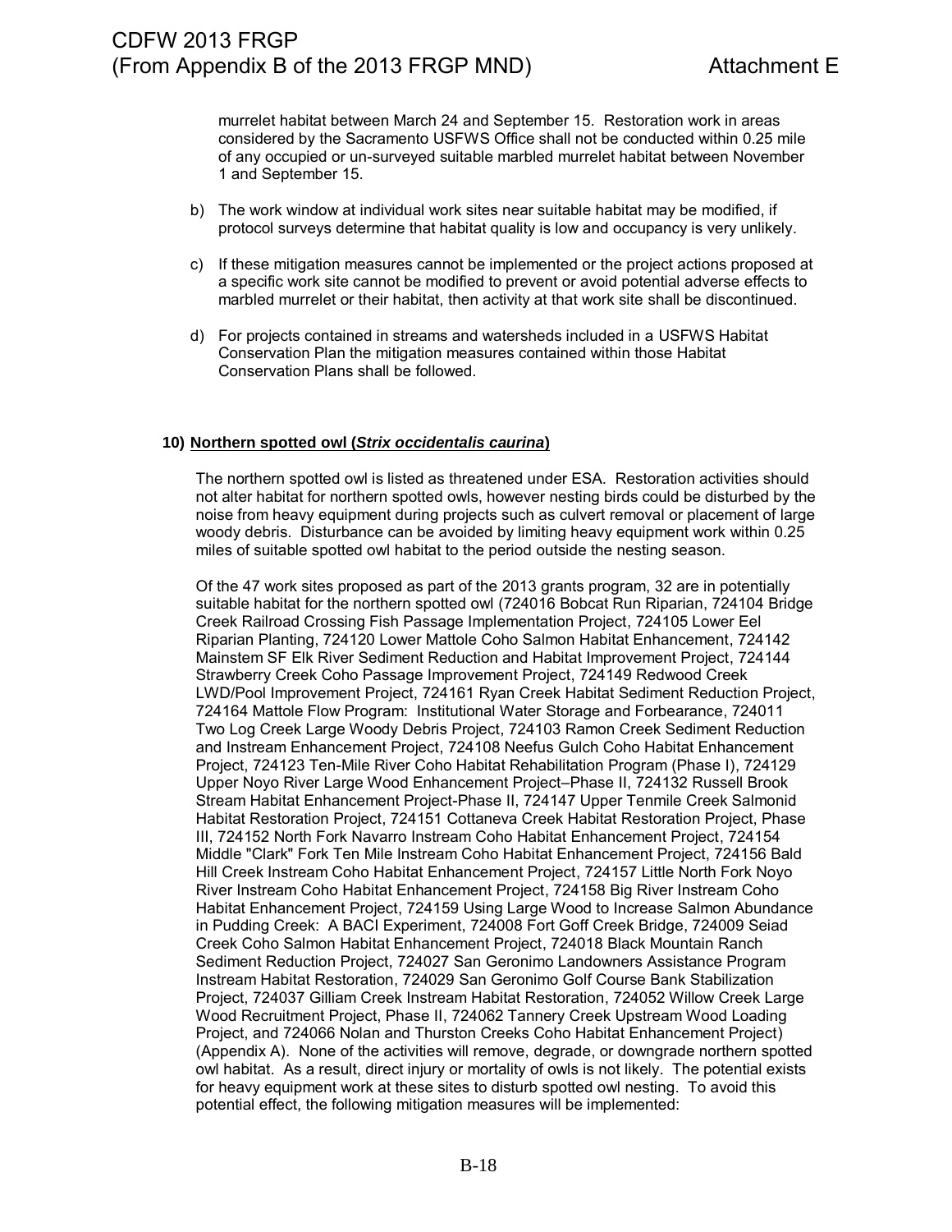murrelet habitat between March 24 and September 15. Restoration work in areas considered by the Sacramento USFWS Office shall not be conducted within 0.25 mile of any occupied or un-surveyed suitable marbled murrelet habitat between November 1 and September 15.

b) The work window at individual work sites near suitable habitat may be modified, if protocol surveys determine that habitat quality is low and occupancy is very unlikely.

c) If these mitigation measures cannot be implemented or the project actions proposed at a specific work site cannot be modified to prevent or avoid potential adverse effects to marbled murrelet or their habitat, then activity at that work site shall be discontinued.

d) For projects contained in streams and watersheds included in a USFWS Habitat Conservation Plan the mitigation measures contained within those Habitat Conservation Plans shall be followed.

**10) Northern spotted owl (*Strix occidentalis caurina*)**

The northern spotted owl is listed as threatened under ESA. Restoration activities should not alter habitat for northern spotted owls, however nesting birds could be disturbed by the noise from heavy equipment during projects such as culvert removal or placement of large woody debris. Disturbance can be avoided by limiting heavy equipment work within 0.25 miles of suitable spotted owl habitat to the period outside the nesting season.

Of the 47 work sites proposed as part of the 2013 grants program, 32 are in potentially suitable habitat for the northern spotted owl (724016 Bobcat Run Riparian, 724104 Bridge Creek Railroad Crossing Fish Passage Implementation Project, 724105 Lower Eel Riparian Planting, 724120 Lower Mattole Coho Salmon Habitat Enhancement, 724142 Mainstem SF Elk River Sediment Reduction and Habitat Improvement Project, 724144 Strawberry Creek Coho Passage Improvement Project, 724149 Redwood Creek LWD/Pool Improvement Project, 724161 Ryan Creek Habitat Sediment Reduction Project, 724164 Mattole Flow Program: Institutional Water Storage and Forbearance, 724011 Two Log Creek Large Woody Debris Project, 724103 Ramon Creek Sediment Reduction and Instream Enhancement Project, 724108 Neefus Gulch Coho Habitat Enhancement Project, 724123 Ten-Mile River Coho Habitat Rehabilitation Program (Phase I), 724129 Upper Noyo River Large Wood Enhancement Project–Phase II, 724132 Russell Brook Stream Habitat Enhancement Project-Phase II, 724147 Upper Tenmile Creek Salmonid Habitat Restoration Project, 724151 Cottaneva Creek Habitat Restoration Project, Phase III, 724152 North Fork Navarro Instream Coho Habitat Enhancement Project, 724154 Middle "Clark" Fork Ten Mile Instream Coho Habitat Enhancement Project, 724156 Bald Hill Creek Instream Coho Habitat Enhancement Project, 724157 Little North Fork Noyo River Instream Coho Habitat Enhancement Project, 724158 Big River Instream Coho Habitat Enhancement Project, 724159 Using Large Wood to Increase Salmon Abundance in Pudding Creek: A BACI Experiment, 724008 Fort Goff Creek Bridge, 724009 Seiad Creek Coho Salmon Habitat Enhancement Project, 724018 Black Mountain Ranch Sediment Reduction Project, 724027 San Geronimo Landowners Assistance Program Instream Habitat Restoration, 724029 San Geronimo Golf Course Bank Stabilization Project, 724037 Gilliam Creek Instream Habitat Restoration, 724052 Willow Creek Large Wood Recruitment Project, Phase II, 724062 Tannery Creek Upstream Wood Loading Project, and 724066 Nolan and Thurston Creeks Coho Habitat Enhancement Project) (Appendix A). None of the activities will remove, degrade, or downgrade northern spotted owl habitat. As a result, direct injury or mortality of owls is not likely. The potential exists for heavy equipment work at these sites to disturb spotted owl nesting. To avoid this potential effect, the following mitigation measures will be implemented: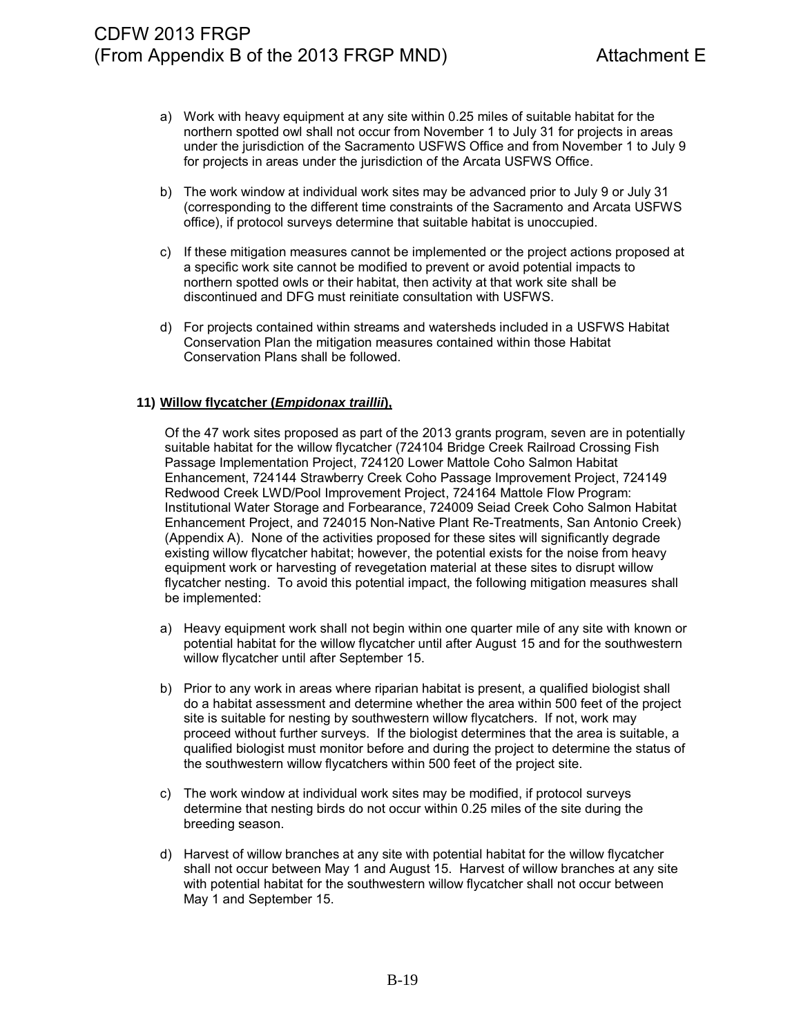a) Work with heavy equipment at any site within 0.25 miles of suitable habitat for the northern spotted owl shall not occur from November 1 to July 31 for projects in areas under the jurisdiction of the Sacramento USFWS Office and from November 1 to July 9 for projects in areas under the jurisdiction of the Arcata USFWS Office.

b) The work window at individual work sites may be advanced prior to July 9 or July 31 (corresponding to the different time constraints of the Sacramento and Arcata USFWS office), if protocol surveys determine that suitable habitat is unoccupied.

c) If these mitigation measures cannot be implemented or the project actions proposed at a specific work site cannot be modified to prevent or avoid potential impacts to northern spotted owls or their habitat, then activity at that work site shall be discontinued and DFG must reinitiate consultation with USFWS.

d) For projects contained within streams and watersheds included in a USFWS Habitat Conservation Plan the mitigation measures contained within those Habitat Conservation Plans shall be followed.

**11) Willow flycatcher (*Empidonax traillii*),**

Of the 47 work sites proposed as part of the 2013 grants program, seven are in potentially suitable habitat for the willow flycatcher (724104 Bridge Creek Railroad Crossing Fish Passage Implementation Project, 724120 Lower Mattole Coho Salmon Habitat Enhancement, 724144 Strawberry Creek Coho Passage Improvement Project, 724149 Redwood Creek LWD/Pool Improvement Project, 724164 Mattole Flow Program: Institutional Water Storage and Forbearance, 724009 Seiad Creek Coho Salmon Habitat Enhancement Project, and 724015 Non-Native Plant Re-Treatments, San Antonio Creek) (Appendix A). None of the activities proposed for these sites will significantly degrade existing willow flycatcher habitat; however, the potential exists for the noise from heavy equipment work or harvesting of revegetation material at these sites to disrupt willow flycatcher nesting. To avoid this potential impact, the following mitigation measures shall be implemented:

a) Heavy equipment work shall not begin within one quarter mile of any site with known or potential habitat for the willow flycatcher until after August 15 and for the southwestern willow flycatcher until after September 15.

b) Prior to any work in areas where riparian habitat is present, a qualified biologist shall do a habitat assessment and determine whether the area within 500 feet of the project site is suitable for nesting by southwestern willow flycatchers. If not, work may proceed without further surveys. If the biologist determines that the area is suitable, a qualified biologist must monitor before and during the project to determine the status of the southwestern willow flycatchers within 500 feet of the project site.

c) The work window at individual work sites may be modified, if protocol surveys determine that nesting birds do not occur within 0.25 miles of the site during the breeding season.

d) Harvest of willow branches at any site with potential habitat for the willow flycatcher shall not occur between May 1 and August 15. Harvest of willow branches at any site with potential habitat for the southwestern willow flycatcher shall not occur between May 1 and September 15.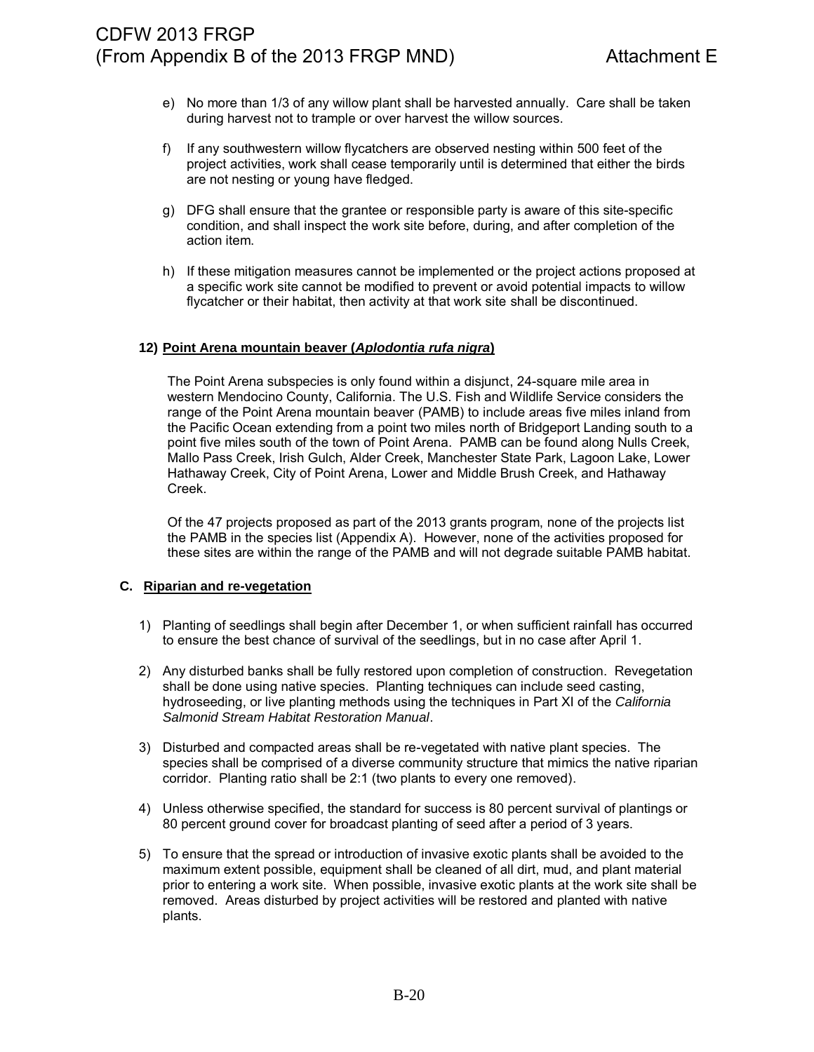e) No more than 1/3 of any willow plant shall be harvested annually. Care shall be taken during harvest not to trample or over harvest the willow sources.

f) If any southwestern willow flycatchers are observed nesting within 500 feet of the project activities, work shall cease temporarily until is determined that either the birds are not nesting or young have fledged.

g) DFG shall ensure that the grantee or responsible party is aware of this site-specific condition, and shall inspect the work site before, during, and after completion of the action item.

h) If these mitigation measures cannot be implemented or the project actions proposed at a specific work site cannot be modified to prevent or avoid potential impacts to willow flycatcher or their habitat, then activity at that work site shall be discontinued.

**12) Point Arena mountain beaver (*Aplodontia rufa nigra*)**

The Point Arena subspecies is only found within a disjunct, 24-square mile area in western Mendocino County, California. The U.S. Fish and Wildlife Service considers the range of the Point Arena mountain beaver (PAMB) to include areas five miles inland from the Pacific Ocean extending from a point two miles north of Bridgeport Landing south to a point five miles south of the town of Point Arena. PAMB can be found along Nulls Creek, Mallo Pass Creek, Irish Gulch, Alder Creek, Manchester State Park, Lagoon Lake, Lower Hathaway Creek, City of Point Arena, Lower and Middle Brush Creek, and Hathaway Creek.

Of the 47 projects proposed as part of the 2013 grants program, none of the projects list the PAMB in the species list (Appendix A). However, none of the activities proposed for these sites are within the range of the PAMB and will not degrade suitable PAMB habitat.

**C. Riparian and re-vegetation**

1) Planting of seedlings shall begin after December 1, or when sufficient rainfall has occurred to ensure the best chance of survival of the seedlings, but in no case after April 1.

2) Any disturbed banks shall be fully restored upon completion of construction. Revegetation shall be done using native species. Planting techniques can include seed casting, hydroseeding, or live planting methods using the techniques in Part XI of the *California Salmonid Stream Habitat Restoration Manual*.

3) Disturbed and compacted areas shall be re-vegetated with native plant species. The species shall be comprised of a diverse community structure that mimics the native riparian corridor. Planting ratio shall be 2:1 (two plants to every one removed).

4) Unless otherwise specified, the standard for success is 80 percent survival of plantings or 80 percent ground cover for broadcast planting of seed after a period of 3 years.

5) To ensure that the spread or introduction of invasive exotic plants shall be avoided to the maximum extent possible, equipment shall be cleaned of all dirt, mud, and plant material prior to entering a work site. When possible, invasive exotic plants at the work site shall be removed. Areas disturbed by project activities will be restored and planted with native plants.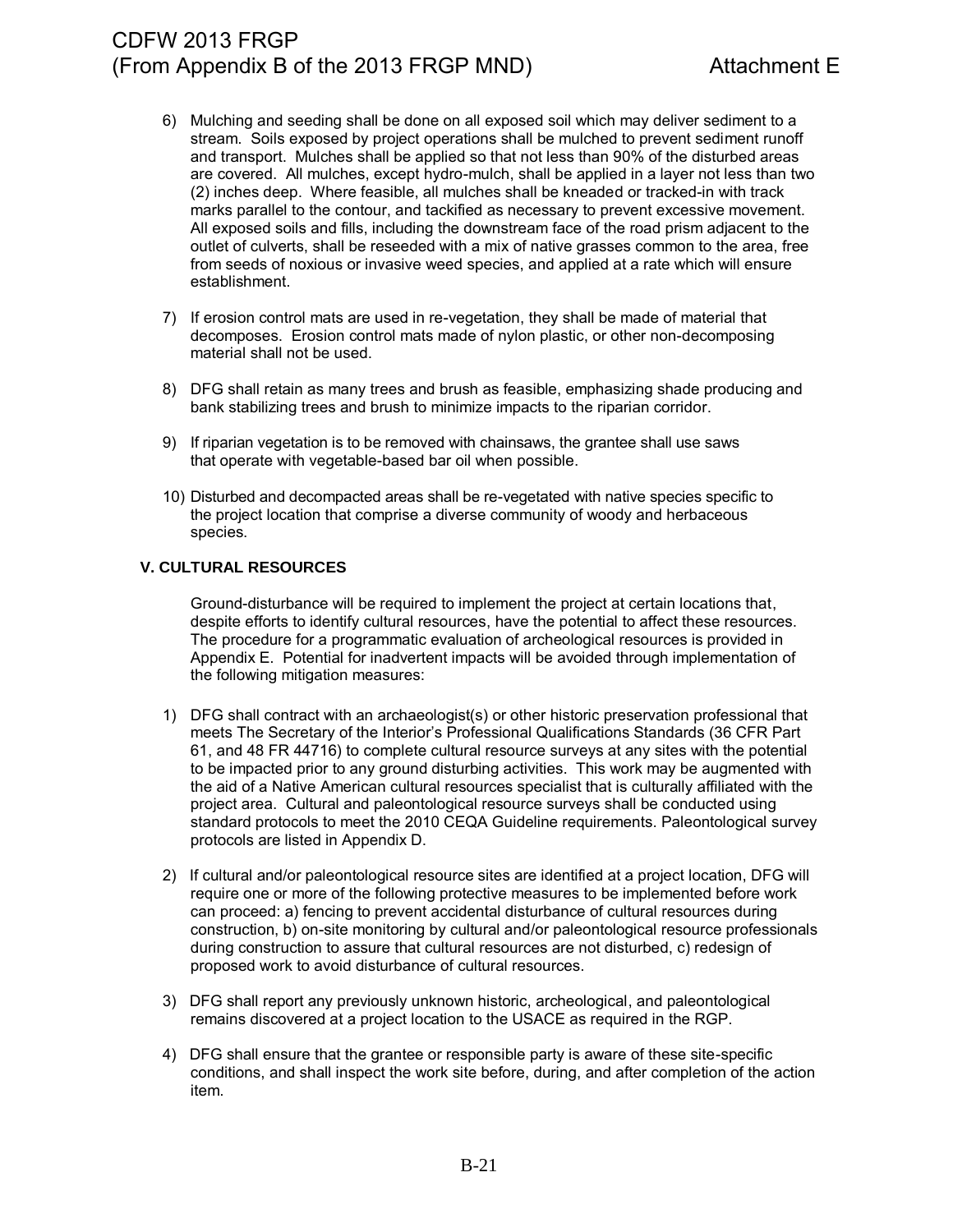6) Mulching and seeding shall be done on all exposed soil which may deliver sediment to a stream. Soils exposed by project operations shall be mulched to prevent sediment runoff and transport. Mulches shall be applied so that not less than 90% of the disturbed areas are covered. All mulches, except hydro-mulch, shall be applied in a layer not less than two (2) inches deep. Where feasible, all mulches shall be kneaded or tracked-in with track marks parallel to the contour, and tackified as necessary to prevent excessive movement. All exposed soils and fills, including the downstream face of the road prism adjacent to the outlet of culverts, shall be reseeded with a mix of native grasses common to the area, free from seeds of noxious or invasive weed species, and applied at a rate which will ensure establishment.

7) If erosion control mats are used in re-vegetation, they shall be made of material that decomposes. Erosion control mats made of nylon plastic, or other non-decomposing material shall not be used.

8) DFG shall retain as many trees and brush as feasible, emphasizing shade producing and bank stabilizing trees and brush to minimize impacts to the riparian corridor.

9) If riparian vegetation is to be removed with chainsaws, the grantee shall use saws that operate with vegetable-based bar oil when possible.

10) Disturbed and decompacted areas shall be re-vegetated with native species specific to the project location that comprise a diverse community of woody and herbaceous species.

**V. CULTURAL RESOURCES**

Ground-disturbance will be required to implement the project at certain locations that, despite efforts to identify cultural resources, have the potential to affect these resources. The procedure for a programmatic evaluation of archeological resources is provided in Appendix E. Potential for inadvertent impacts will be avoided through implementation of the following mitigation measures:

1) DFG shall contract with an archaeologist(s) or other historic preservation professional that meets The Secretary of the Interior's Professional Qualifications Standards (36 CFR Part 61, and 48 FR 44716) to complete cultural resource surveys at any sites with the potential to be impacted prior to any ground disturbing activities. This work may be augmented with the aid of a Native American cultural resources specialist that is culturally affiliated with the project area. Cultural and paleontological resource surveys shall be conducted using standard protocols to meet the 2010 CEQA Guideline requirements. Paleontological survey protocols are listed in Appendix D.

2) If cultural and/or paleontological resource sites are identified at a project location, DFG will require one or more of the following protective measures to be implemented before work can proceed: a) fencing to prevent accidental disturbance of cultural resources during construction, b) on-site monitoring by cultural and/or paleontological resource professionals during construction to assure that cultural resources are not disturbed, c) redesign of proposed work to avoid disturbance of cultural resources.

3) DFG shall report any previously unknown historic, archeological, and paleontological remains discovered at a project location to the USACE as required in the RGP.

4) DFG shall ensure that the grantee or responsible party is aware of these site-specific conditions, and shall inspect the work site before, during, and after completion of the action item.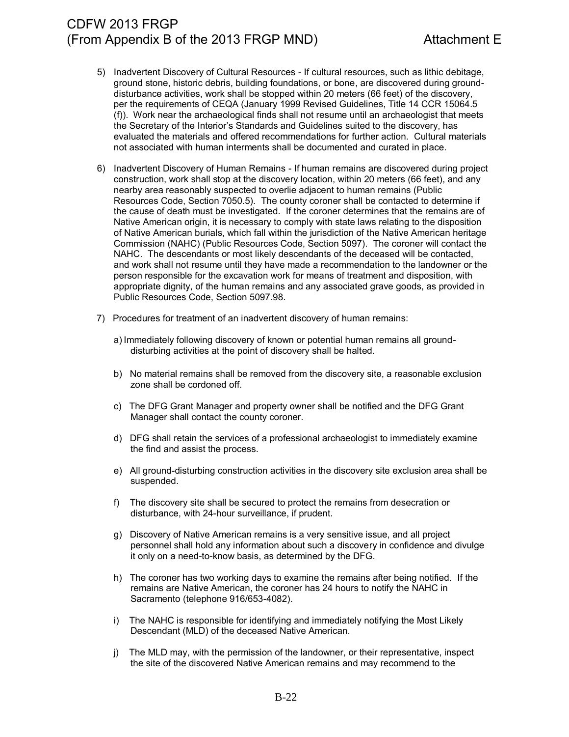5) Inadvertent Discovery of Cultural Resources - If cultural resources, such as lithic debitage, ground stone, historic debris, building foundations, or bone, are discovered during ground-disturbance activities, work shall be stopped within 20 meters (66 feet) of the discovery, per the requirements of CEQA (January 1999 Revised Guidelines, Title 14 CCR 15064.5 (f)). Work near the archaeological finds shall not resume until an archaeologist that meets the Secretary of the Interior's Standards and Guidelines suited to the discovery, has evaluated the materials and offered recommendations for further action. Cultural materials not associated with human interments shall be documented and curated in place.

6) Inadvertent Discovery of Human Remains - If human remains are discovered during project construction, work shall stop at the discovery location, within 20 meters (66 feet), and any nearby area reasonably suspected to overlie adjacent to human remains (Public Resources Code, Section 7050.5). The county coroner shall be contacted to determine if the cause of death must be investigated. If the coroner determines that the remains are of Native American origin, it is necessary to comply with state laws relating to the disposition of Native American burials, which fall within the jurisdiction of the Native American heritage Commission (NAHC) (Public Resources Code, Section 5097). The coroner will contact the NAHC. The descendants or most likely descendants of the deceased will be contacted, and work shall not resume until they have made a recommendation to the landowner or the person responsible for the excavation work for means of treatment and disposition, with appropriate dignity, of the human remains and any associated grave goods, as provided in Public Resources Code, Section 5097.98.

7) Procedures for treatment of an inadvertent discovery of human remains:

   a) Immediately following discovery of known or potential human remains all ground-disturbing activities at the point of discovery shall be halted.

   b) No material remains shall be removed from the discovery site, a reasonable exclusion zone shall be cordoned off.

   c) The DFG Grant Manager and property owner shall be notified and the DFG Grant Manager shall contact the county coroner.

   d) DFG shall retain the services of a professional archaeologist to immediately examine the find and assist the process.

   e) All ground-disturbing construction activities in the discovery site exclusion area shall be suspended.

   f) The discovery site shall be secured to protect the remains from desecration or disturbance, with 24-hour surveillance, if prudent.

   g) Discovery of Native American remains is a very sensitive issue, and all project personnel shall hold any information about such a discovery in confidence and divulge it only on a need-to-know basis, as determined by the DFG.

   h) The coroner has two working days to examine the remains after being notified. If the remains are Native American, the coroner has 24 hours to notify the NAHC in Sacramento (telephone 916/653-4082).

   i) The NAHC is responsible for identifying and immediately notifying the Most Likely Descendant (MLD) of the deceased Native American.

   j) The MLD may, with the permission of the landowner, or their representative, inspect the site of the discovered Native American remains and may recommend to the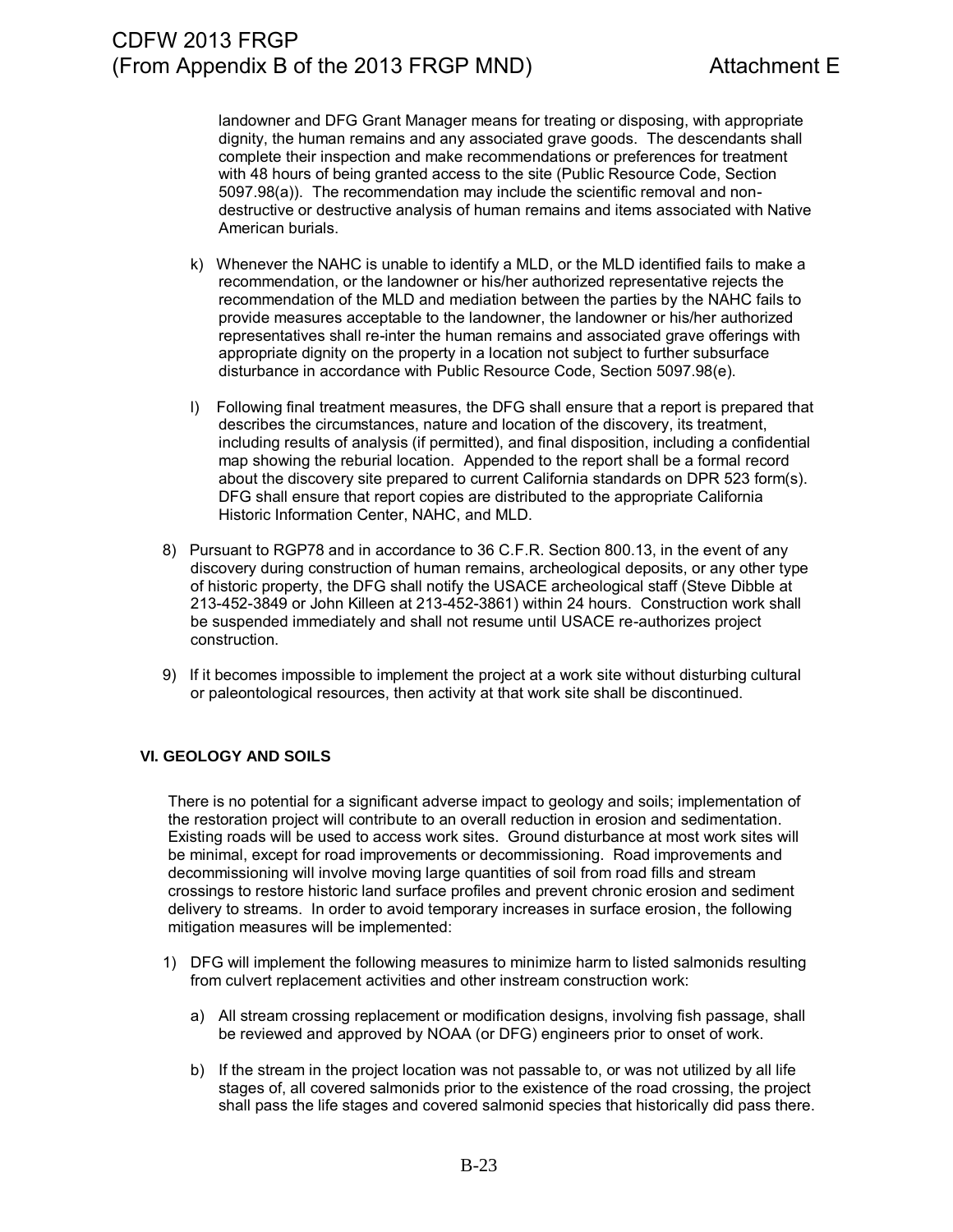landowner and DFG Grant Manager means for treating or disposing, with appropriate dignity, the human remains and any associated grave goods. The descendants shall complete their inspection and make recommendations or preferences for treatment with 48 hours of being granted access to the site (Public Resource Code, Section 5097.98(a)). The recommendation may include the scientific removal and non-destructive or destructive analysis of human remains and items associated with Native American burials.

k) Whenever the NAHC is unable to identify a MLD, or the MLD identified fails to make a recommendation, or the landowner or his/her authorized representative rejects the recommendation of the MLD and mediation between the parties by the NAHC fails to provide measures acceptable to the landowner, the landowner or his/her authorized representatives shall re-inter the human remains and associated grave offerings with appropriate dignity on the property in a location not subject to further subsurface disturbance in accordance with Public Resource Code, Section 5097.98(e).

l) Following final treatment measures, the DFG shall ensure that a report is prepared that describes the circumstances, nature and location of the discovery, its treatment, including results of analysis (if permitted), and final disposition, including a confidential map showing the reburial location. Appended to the report shall be a formal record about the discovery site prepared to current California standards on DPR 523 form(s). DFG shall ensure that report copies are distributed to the appropriate California Historic Information Center, NAHC, and MLD.

8) Pursuant to RGP78 and in accordance to 36 C.F.R. Section 800.13, in the event of any discovery during construction of human remains, archeological deposits, or any other type of historic property, the DFG shall notify the USACE archeological staff (Steve Dibble at 213-452-3849 or John Killeen at 213-452-3861) within 24 hours. Construction work shall be suspended immediately and shall not resume until USACE re-authorizes project construction.

9) If it becomes impossible to implement the project at a work site without disturbing cultural or paleontological resources, then activity at that work site shall be discontinued.

## VI. GEOLOGY AND SOILS

There is no potential for a significant adverse impact to geology and soils; implementation of the restoration project will contribute to an overall reduction in erosion and sedimentation. Existing roads will be used to access work sites. Ground disturbance at most work sites will be minimal, except for road improvements or decommissioning. Road improvements and decommissioning will involve moving large quantities of soil from road fills and stream crossings to restore historic land surface profiles and prevent chronic erosion and sediment delivery to streams. In order to avoid temporary increases in surface erosion, the following mitigation measures will be implemented:

1) DFG will implement the following measures to minimize harm to listed salmonids resulting from culvert replacement activities and other instream construction work:

   a) All stream crossing replacement or modification designs, involving fish passage, shall be reviewed and approved by NOAA (or DFG) engineers prior to onset of work.

   b) If the stream in the project location was not passable to, or was not utilized by all life stages of, all covered salmonids prior to the existence of the road crossing, the project shall pass the life stages and covered salmonid species that historically did pass there.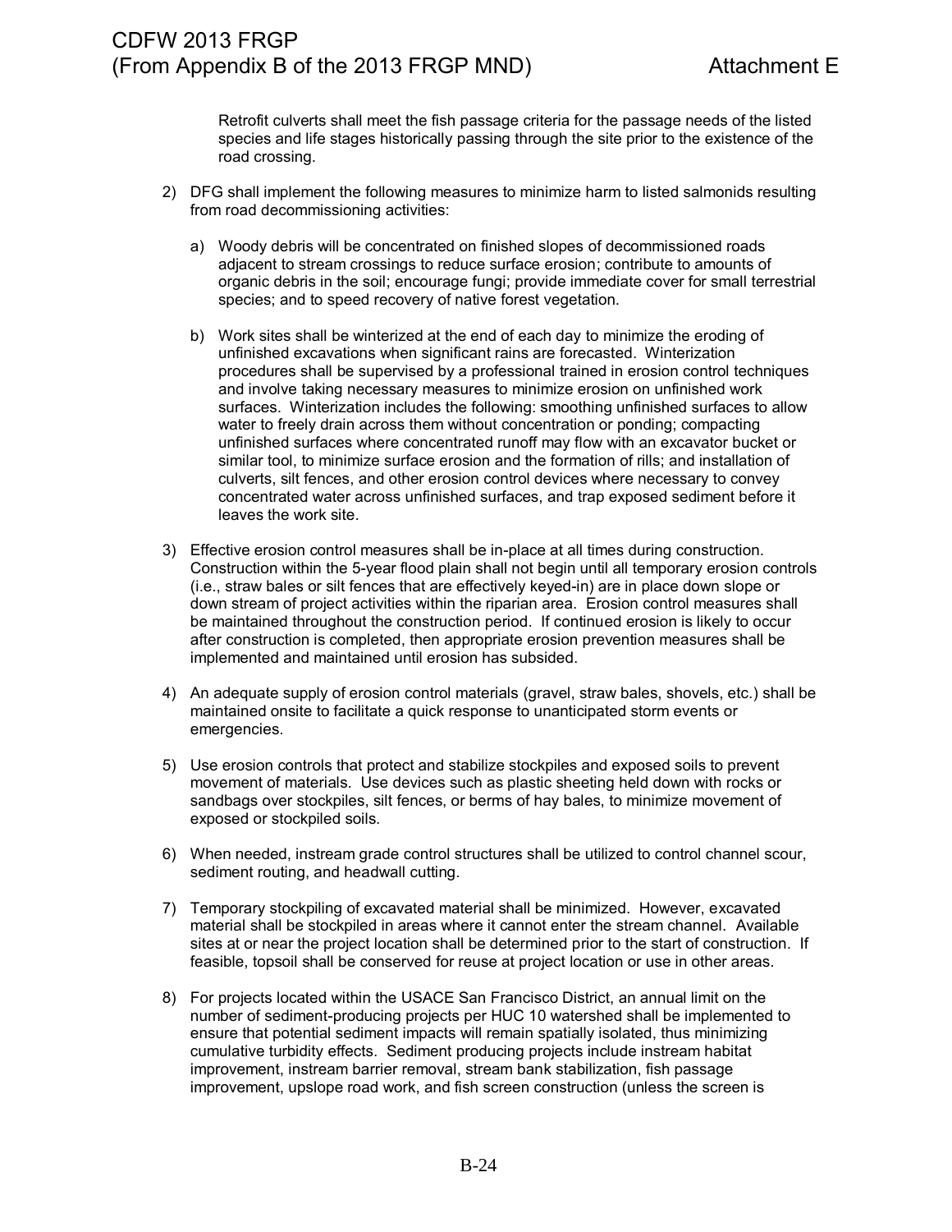Retrofit culverts shall meet the fish passage criteria for the passage needs of the listed species and life stages historically passing through the site prior to the existence of the road crossing.

2) DFG shall implement the following measures to minimize harm to listed salmonids resulting from road decommissioning activities:

   a) Woody debris will be concentrated on finished slopes of decommissioned roads adjacent to stream crossings to reduce surface erosion; contribute to amounts of organic debris in the soil; encourage fungi; provide immediate cover for small terrestrial species; and to speed recovery of native forest vegetation.

   b) Work sites shall be winterized at the end of each day to minimize the eroding of unfinished excavations when significant rains are forecasted. Winterization procedures shall be supervised by a professional trained in erosion control techniques and involve taking necessary measures to minimize erosion on unfinished work surfaces. Winterization includes the following: smoothing unfinished surfaces to allow water to freely drain across them without concentration or ponding; compacting unfinished surfaces where concentrated runoff may flow with an excavator bucket or similar tool, to minimize surface erosion and the formation of rills; and installation of culverts, silt fences, and other erosion control devices where necessary to convey concentrated water across unfinished surfaces, and trap exposed sediment before it leaves the work site.

3) Effective erosion control measures shall be in-place at all times during construction. Construction within the 5-year flood plain shall not begin until all temporary erosion controls (i.e., straw bales or silt fences that are effectively keyed-in) are in place down slope or down stream of project activities within the riparian area. Erosion control measures shall be maintained throughout the construction period. If continued erosion is likely to occur after construction is completed, then appropriate erosion prevention measures shall be implemented and maintained until erosion has subsided.

4) An adequate supply of erosion control materials (gravel, straw bales, shovels, etc.) shall be maintained onsite to facilitate a quick response to unanticipated storm events or emergencies.

5) Use erosion controls that protect and stabilize stockpiles and exposed soils to prevent movement of materials. Use devices such as plastic sheeting held down with rocks or sandbags over stockpiles, silt fences, or berms of hay bales, to minimize movement of exposed or stockpiled soils.

6) When needed, instream grade control structures shall be utilized to control channel scour, sediment routing, and headwall cutting.

7) Temporary stockpiling of excavated material shall be minimized. However, excavated material shall be stockpiled in areas where it cannot enter the stream channel. Available sites at or near the project location shall be determined prior to the start of construction. If feasible, topsoil shall be conserved for reuse at project location or use in other areas.

8) For projects located within the USACE San Francisco District, an annual limit on the number of sediment-producing projects per HUC 10 watershed shall be implemented to ensure that potential sediment impacts will remain spatially isolated, thus minimizing cumulative turbidity effects. Sediment producing projects include instream habitat improvement, instream barrier removal, stream bank stabilization, fish passage improvement, upslope road work, and fish screen construction (unless the screen is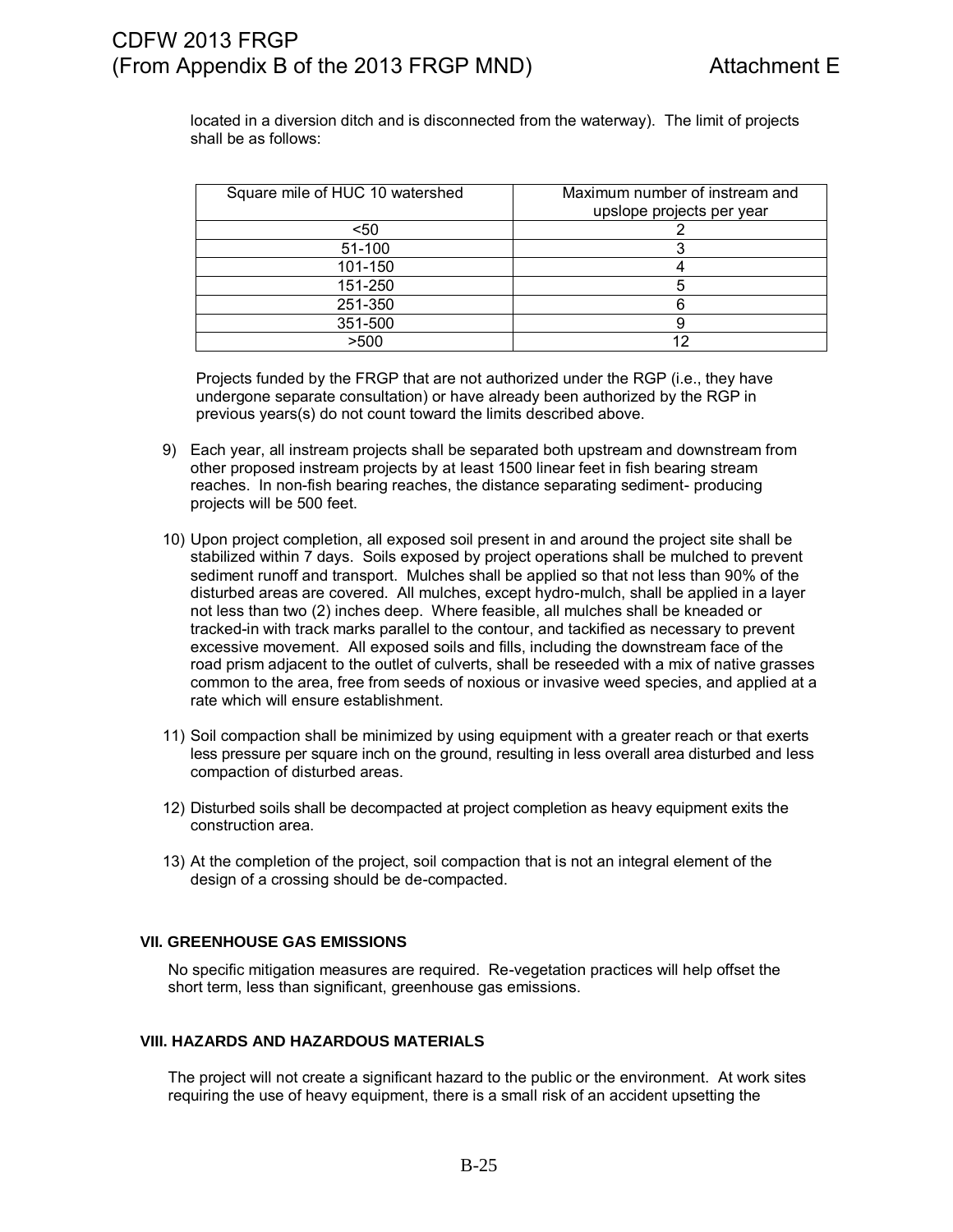located in a diversion ditch and is disconnected from the waterway). The limit of projects shall be as follows:

| Square mile of HUC 10 watershed | Maximum number of instream and upslope projects per year |
|---|---|
| <50 | 2 |
| 51-100 | 3 |
| 101-150 | 4 |
| 151-250 | 5 |
| 251-350 | 6 |
| 351-500 | 9 |
| >500 | 12 |

Projects funded by the FRGP that are not authorized under the RGP (i.e., they have undergone separate consultation) or have already been authorized by the RGP in previous years(s) do not count toward the limits described above.

9) Each year, all instream projects shall be separated both upstream and downstream from other proposed instream projects by at least 1500 linear feet in fish bearing stream reaches. In non-fish bearing reaches, the distance separating sediment- producing projects will be 500 feet.

10) Upon project completion, all exposed soil present in and around the project site shall be stabilized within 7 days. Soils exposed by project operations shall be mulched to prevent sediment runoff and transport. Mulches shall be applied so that not less than 90% of the disturbed areas are covered. All mulches, except hydro-mulch, shall be applied in a layer not less than two (2) inches deep. Where feasible, all mulches shall be kneaded or tracked-in with track marks parallel to the contour, and tackified as necessary to prevent excessive movement. All exposed soils and fills, including the downstream face of the road prism adjacent to the outlet of culverts, shall be reseeded with a mix of native grasses common to the area, free from seeds of noxious or invasive weed species, and applied at a rate which will ensure establishment.

11) Soil compaction shall be minimized by using equipment with a greater reach or that exerts less pressure per square inch on the ground, resulting in less overall area disturbed and less compaction of disturbed areas.

12) Disturbed soils shall be decompacted at project completion as heavy equipment exits the construction area.

13) At the completion of the project, soil compaction that is not an integral element of the design of a crossing should be de-compacted.

### VII. GREENHOUSE GAS EMISSIONS

No specific mitigation measures are required. Re-vegetation practices will help offset the short term, less than significant, greenhouse gas emissions.

### VIII. HAZARDS AND HAZARDOUS MATERIALS

The project will not create a significant hazard to the public or the environment. At work sites requiring the use of heavy equipment, there is a small risk of an accident upsetting the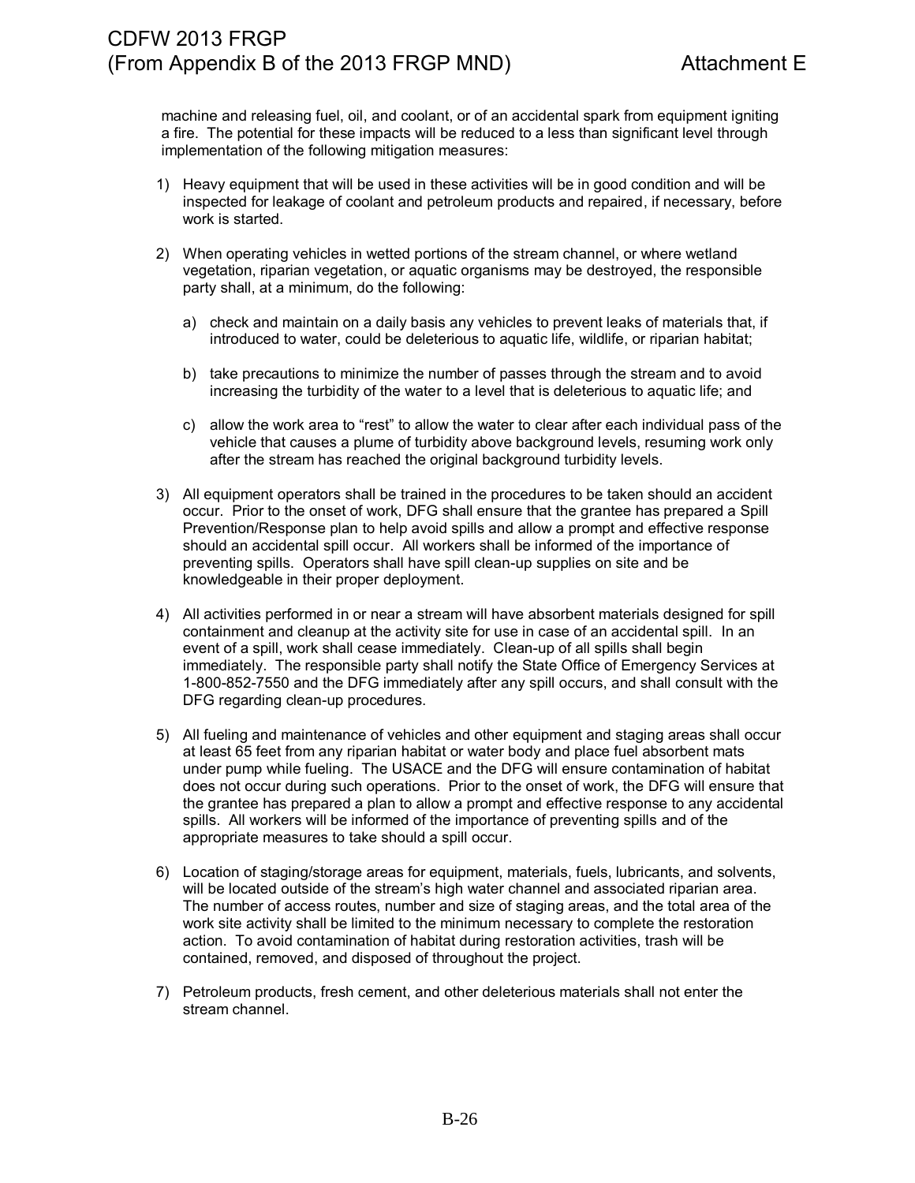machine and releasing fuel, oil, and coolant, or of an accidental spark from equipment igniting a fire. The potential for these impacts will be reduced to a less than significant level through implementation of the following mitigation measures:

1) Heavy equipment that will be used in these activities will be in good condition and will be inspected for leakage of coolant and petroleum products and repaired, if necessary, before work is started.

2) When operating vehicles in wetted portions of the stream channel, or where wetland vegetation, riparian vegetation, or aquatic organisms may be destroyed, the responsible party shall, at a minimum, do the following:

   a) check and maintain on a daily basis any vehicles to prevent leaks of materials that, if introduced to water, could be deleterious to aquatic life, wildlife, or riparian habitat;

   b) take precautions to minimize the number of passes through the stream and to avoid increasing the turbidity of the water to a level that is deleterious to aquatic life; and

   c) allow the work area to "rest" to allow the water to clear after each individual pass of the vehicle that causes a plume of turbidity above background levels, resuming work only after the stream has reached the original background turbidity levels.

3) All equipment operators shall be trained in the procedures to be taken should an accident occur. Prior to the onset of work, DFG shall ensure that the grantee has prepared a Spill Prevention/Response plan to help avoid spills and allow a prompt and effective response should an accidental spill occur. All workers shall be informed of the importance of preventing spills. Operators shall have spill clean-up supplies on site and be knowledgeable in their proper deployment.

4) All activities performed in or near a stream will have absorbent materials designed for spill containment and cleanup at the activity site for use in case of an accidental spill. In an event of a spill, work shall cease immediately. Clean-up of all spills shall begin immediately. The responsible party shall notify the State Office of Emergency Services at 1-800-852-7550 and the DFG immediately after any spill occurs, and shall consult with the DFG regarding clean-up procedures.

5) All fueling and maintenance of vehicles and other equipment and staging areas shall occur at least 65 feet from any riparian habitat or water body and place fuel absorbent mats under pump while fueling. The USACE and the DFG will ensure contamination of habitat does not occur during such operations. Prior to the onset of work, the DFG will ensure that the grantee has prepared a plan to allow a prompt and effective response to any accidental spills. All workers will be informed of the importance of preventing spills and of the appropriate measures to take should a spill occur.

6) Location of staging/storage areas for equipment, materials, fuels, lubricants, and solvents, will be located outside of the stream's high water channel and associated riparian area. The number of access routes, number and size of staging areas, and the total area of the work site activity shall be limited to the minimum necessary to complete the restoration action. To avoid contamination of habitat during restoration activities, trash will be contained, removed, and disposed of throughout the project.

7) Petroleum products, fresh cement, and other deleterious materials shall not enter the stream channel.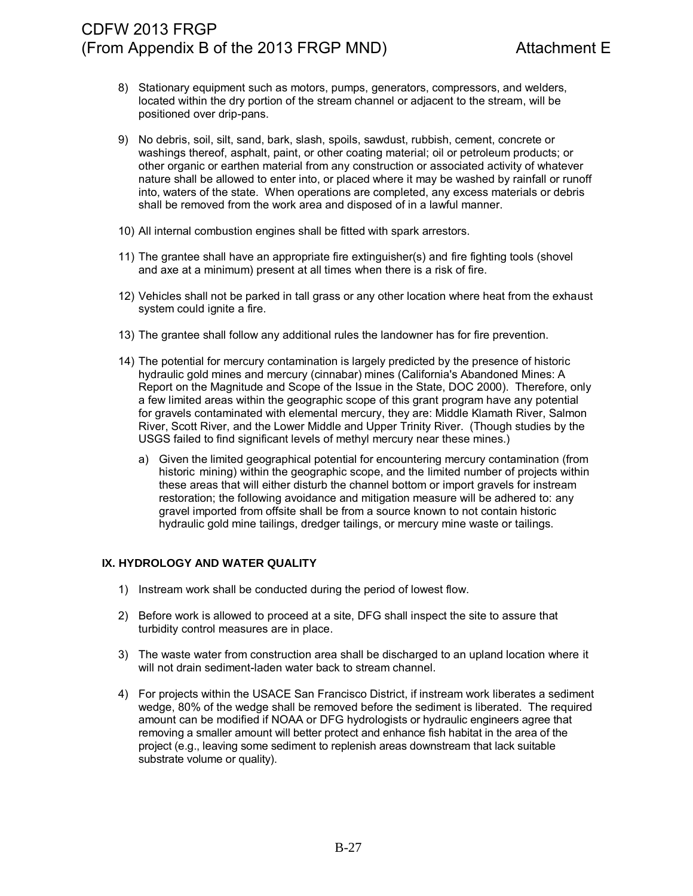8) Stationary equipment such as motors, pumps, generators, compressors, and welders, located within the dry portion of the stream channel or adjacent to the stream, will be positioned over drip-pans.

9) No debris, soil, silt, sand, bark, slash, spoils, sawdust, rubbish, cement, concrete or washings thereof, asphalt, paint, or other coating material; oil or petroleum products; or other organic or earthen material from any construction or associated activity of whatever nature shall be allowed to enter into, or placed where it may be washed by rainfall or runoff into, waters of the state. When operations are completed, any excess materials or debris shall be removed from the work area and disposed of in a lawful manner.

10) All internal combustion engines shall be fitted with spark arrestors.

11) The grantee shall have an appropriate fire extinguisher(s) and fire fighting tools (shovel and axe at a minimum) present at all times when there is a risk of fire.

12) Vehicles shall not be parked in tall grass or any other location where heat from the exhaust system could ignite a fire.

13) The grantee shall follow any additional rules the landowner has for fire prevention.

14) The potential for mercury contamination is largely predicted by the presence of historic hydraulic gold mines and mercury (cinnabar) mines (California's Abandoned Mines: A Report on the Magnitude and Scope of the Issue in the State, DOC 2000). Therefore, only a few limited areas within the geographic scope of this grant program have any potential for gravels contaminated with elemental mercury, they are: Middle Klamath River, Salmon River, Scott River, and the Lower Middle and Upper Trinity River. (Though studies by the USGS failed to find significant levels of methyl mercury near these mines.)

    a) Given the limited geographical potential for encountering mercury contamination (from historic mining) within the geographic scope, and the limited number of projects within these areas that will either disturb the channel bottom or import gravels for instream restoration; the following avoidance and mitigation measure will be adhered to: any gravel imported from offsite shall be from a source known to not contain historic hydraulic gold mine tailings, dredger tailings, or mercury mine waste or tailings.

### IX. HYDROLOGY AND WATER QUALITY

1) Instream work shall be conducted during the period of lowest flow.

2) Before work is allowed to proceed at a site, DFG shall inspect the site to assure that turbidity control measures are in place.

3) The waste water from construction area shall be discharged to an upland location where it will not drain sediment-laden water back to stream channel.

4) For projects within the USACE San Francisco District, if instream work liberates a sediment wedge, 80% of the wedge shall be removed before the sediment is liberated. The required amount can be modified if NOAA or DFG hydrologists or hydraulic engineers agree that removing a smaller amount will better protect and enhance fish habitat in the area of the project (e.g., leaving some sediment to replenish areas downstream that lack suitable substrate volume or quality).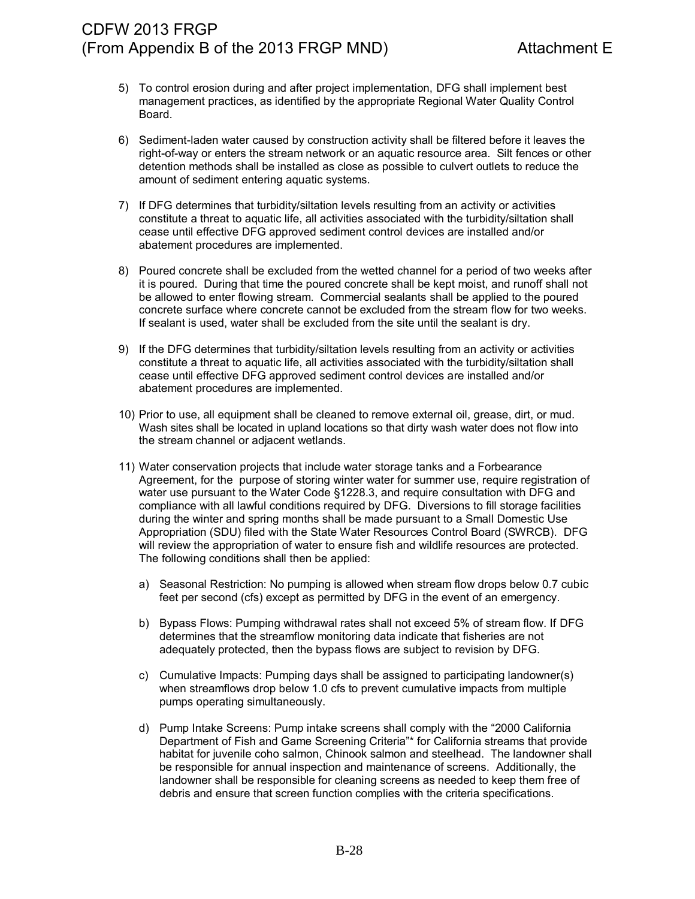5) To control erosion during and after project implementation, DFG shall implement best management practices, as identified by the appropriate Regional Water Quality Control Board.

6) Sediment-laden water caused by construction activity shall be filtered before it leaves the right-of-way or enters the stream network or an aquatic resource area. Silt fences or other detention methods shall be installed as close as possible to culvert outlets to reduce the amount of sediment entering aquatic systems.

7) If DFG determines that turbidity/siltation levels resulting from an activity or activities constitute a threat to aquatic life, all activities associated with the turbidity/siltation shall cease until effective DFG approved sediment control devices are installed and/or abatement procedures are implemented.

8) Poured concrete shall be excluded from the wetted channel for a period of two weeks after it is poured. During that time the poured concrete shall be kept moist, and runoff shall not be allowed to enter flowing stream. Commercial sealants shall be applied to the poured concrete surface where concrete cannot be excluded from the stream flow for two weeks. If sealant is used, water shall be excluded from the site until the sealant is dry.

9) If the DFG determines that turbidity/siltation levels resulting from an activity or activities constitute a threat to aquatic life, all activities associated with the turbidity/siltation shall cease until effective DFG approved sediment control devices are installed and/or abatement procedures are implemented.

10) Prior to use, all equipment shall be cleaned to remove external oil, grease, dirt, or mud. Wash sites shall be located in upland locations so that dirty wash water does not flow into the stream channel or adjacent wetlands.

11) Water conservation projects that include water storage tanks and a Forbearance Agreement, for the purpose of storing winter water for summer use, require registration of water use pursuant to the Water Code §1228.3, and require consultation with DFG and compliance with all lawful conditions required by DFG. Diversions to fill storage facilities during the winter and spring months shall be made pursuant to a Small Domestic Use Appropriation (SDU) filed with the State Water Resources Control Board (SWRCB). DFG will review the appropriation of water to ensure fish and wildlife resources are protected. The following conditions shall then be applied:

    a) Seasonal Restriction: No pumping is allowed when stream flow drops below 0.7 cubic feet per second (cfs) except as permitted by DFG in the event of an emergency.

    b) Bypass Flows: Pumping withdrawal rates shall not exceed 5% of stream flow. If DFG determines that the streamflow monitoring data indicate that fisheries are not adequately protected, then the bypass flows are subject to revision by DFG.

    c) Cumulative Impacts: Pumping days shall be assigned to participating landowner(s) when streamflows drop below 1.0 cfs to prevent cumulative impacts from multiple pumps operating simultaneously.

    d) Pump Intake Screens: Pump intake screens shall comply with the "2000 California Department of Fish and Game Screening Criteria"* for California streams that provide habitat for juvenile coho salmon, Chinook salmon and steelhead. The landowner shall be responsible for annual inspection and maintenance of screens. Additionally, the landowner shall be responsible for cleaning screens as needed to keep them free of debris and ensure that screen function complies with the criteria specifications.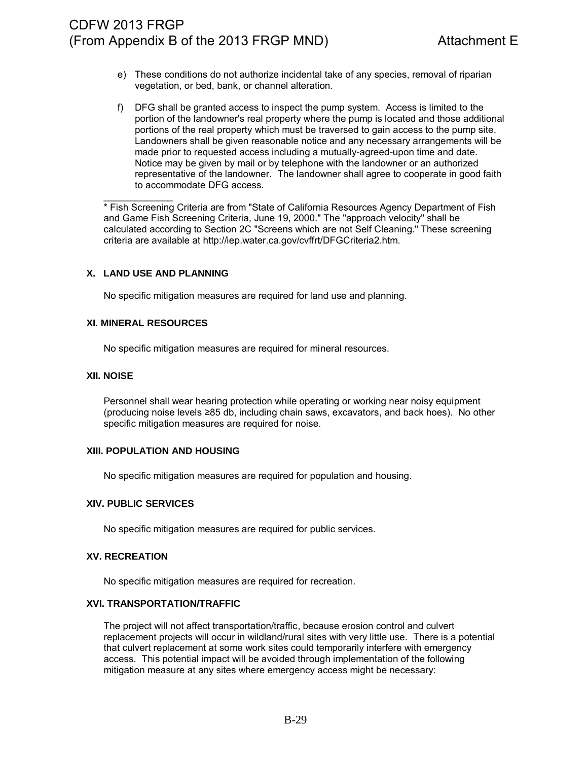e) These conditions do not authorize incidental take of any species, removal of riparian vegetation, or bed, bank, or channel alteration.

f) DFG shall be granted access to inspect the pump system. Access is limited to the portion of the landowner's real property where the pump is located and those additional portions of the real property which must be traversed to gain access to the pump site. Landowners shall be given reasonable notice and any necessary arrangements will be made prior to requested access including a mutually-agreed-upon time and date. Notice may be given by mail or by telephone with the landowner or an authorized representative of the landowner. The landowner shall agree to cooperate in good faith to accommodate DFG access.

______________

* Fish Screening Criteria are from "State of California Resources Agency Department of Fish and Game Fish Screening Criteria, June 19, 2000." The "approach velocity" shall be calculated according to Section 2C "Screens which are not Self Cleaning." These screening criteria are available at http://iep.water.ca.gov/cvffrt/DFGCriteria2.htm.

### X. LAND USE AND PLANNING

No specific mitigation measures are required for land use and planning.

### XI. MINERAL RESOURCES

No specific mitigation measures are required for mineral resources.

### XII. NOISE

Personnel shall wear hearing protection while operating or working near noisy equipment (producing noise levels ≥85 db, including chain saws, excavators, and back hoes). No other specific mitigation measures are required for noise.

### XIII. POPULATION AND HOUSING

No specific mitigation measures are required for population and housing.

### XIV. PUBLIC SERVICES

No specific mitigation measures are required for public services.

### XV. RECREATION

No specific mitigation measures are required for recreation.

### XVI. TRANSPORTATION/TRAFFIC

The project will not affect transportation/traffic, because erosion control and culvert replacement projects will occur in wildland/rural sites with very little use. There is a potential that culvert replacement at some work sites could temporarily interfere with emergency access. This potential impact will be avoided through implementation of the following mitigation measure at any sites where emergency access might be necessary: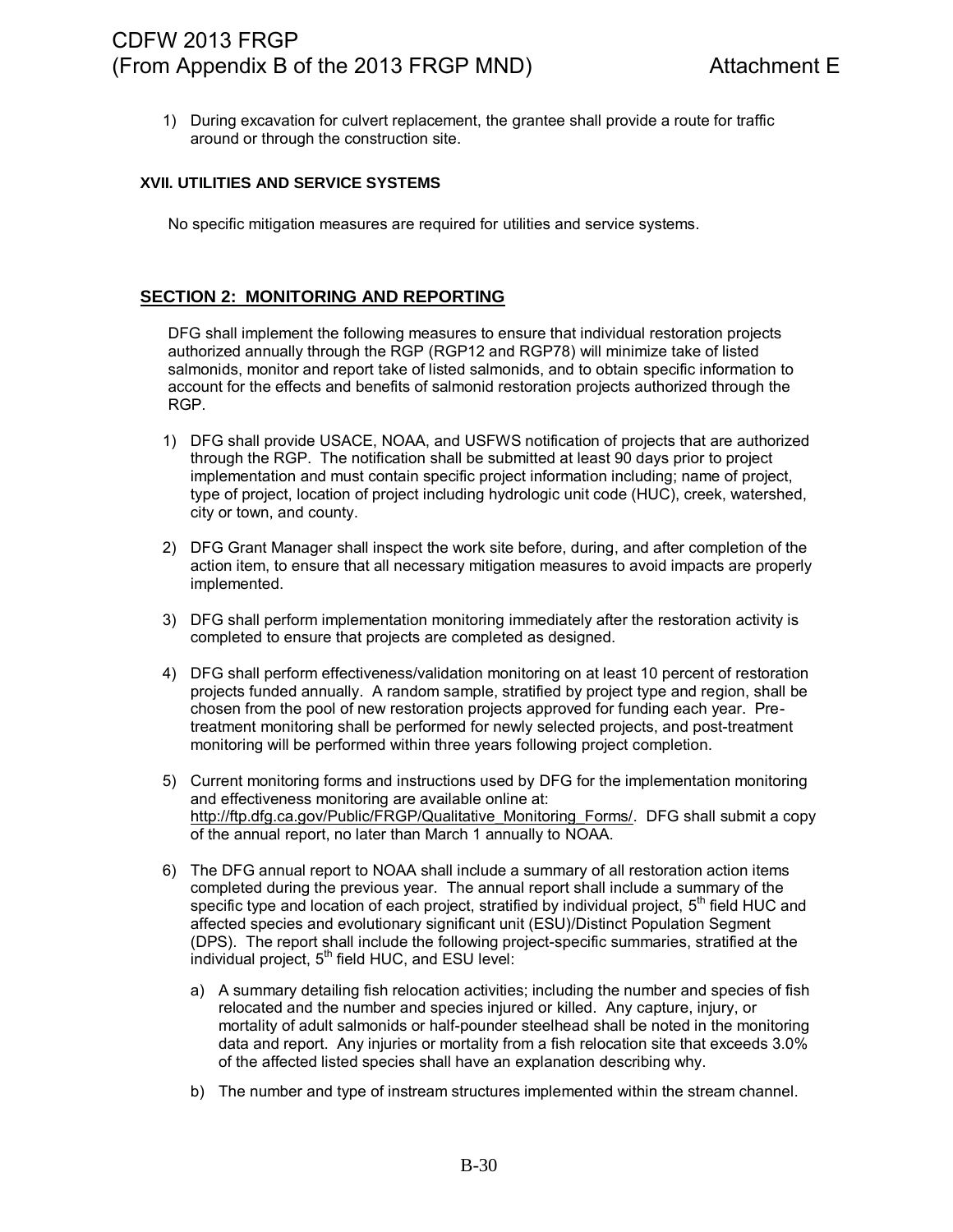1) During excavation for culvert replacement, the grantee shall provide a route for traffic around or through the construction site.

### XVII. UTILITIES AND SERVICE SYSTEMS

No specific mitigation measures are required for utilities and service systems.

## SECTION 2: MONITORING AND REPORTING

DFG shall implement the following measures to ensure that individual restoration projects authorized annually through the RGP (RGP12 and RGP78) will minimize take of listed salmonids, monitor and report take of listed salmonids, and to obtain specific information to account for the effects and benefits of salmonid restoration projects authorized through the RGP.

1) DFG shall provide USACE, NOAA, and USFWS notification of projects that are authorized through the RGP. The notification shall be submitted at least 90 days prior to project implementation and must contain specific project information including; name of project, type of project, location of project including hydrologic unit code (HUC), creek, watershed, city or town, and county.

2) DFG Grant Manager shall inspect the work site before, during, and after completion of the action item, to ensure that all necessary mitigation measures to avoid impacts are properly implemented.

3) DFG shall perform implementation monitoring immediately after the restoration activity is completed to ensure that projects are completed as designed.

4) DFG shall perform effectiveness/validation monitoring on at least 10 percent of restoration projects funded annually. A random sample, stratified by project type and region, shall be chosen from the pool of new restoration projects approved for funding each year. Pre-treatment monitoring shall be performed for newly selected projects, and post-treatment monitoring will be performed within three years following project completion.

5) Current monitoring forms and instructions used by DFG for the implementation monitoring and effectiveness monitoring are available online at: http://ftp.dfg.ca.gov/Public/FRGP/Qualitative_Monitoring_Forms/. DFG shall submit a copy of the annual report, no later than March 1 annually to NOAA.

6) The DFG annual report to NOAA shall include a summary of all restoration action items completed during the previous year. The annual report shall include a summary of the specific type and location of each project, stratified by individual project, 5th field HUC and affected species and evolutionary significant unit (ESU)/Distinct Population Segment (DPS). The report shall include the following project-specific summaries, stratified at the individual project, 5th field HUC, and ESU level:

   a) A summary detailing fish relocation activities; including the number and species of fish relocated and the number and species injured or killed. Any capture, injury, or mortality of adult salmonids or half-pounder steelhead shall be noted in the monitoring data and report. Any injuries or mortality from a fish relocation site that exceeds 3.0% of the affected listed species shall have an explanation describing why.

   b) The number and type of instream structures implemented within the stream channel.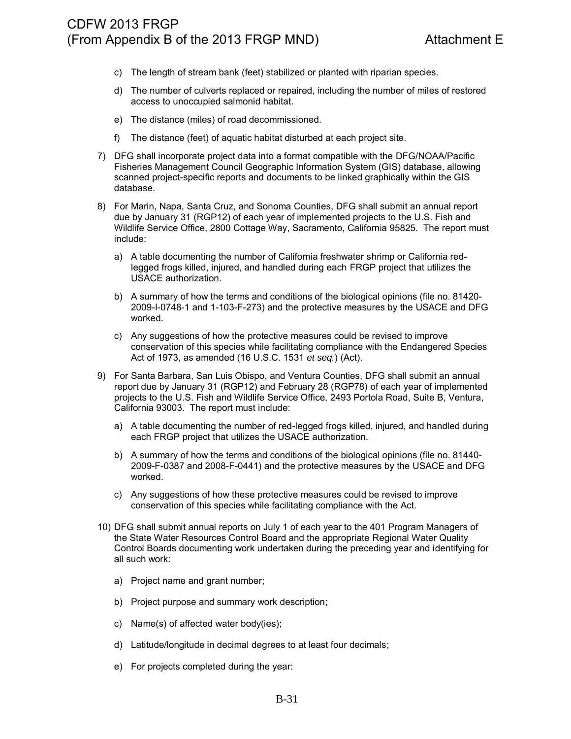c) The length of stream bank (feet) stabilized or planted with riparian species.

d) The number of culverts replaced or repaired, including the number of miles of restored access to unoccupied salmonid habitat.

e) The distance (miles) of road decommissioned.

f) The distance (feet) of aquatic habitat disturbed at each project site.

7) DFG shall incorporate project data into a format compatible with the DFG/NOAA/Pacific Fisheries Management Council Geographic Information System (GIS) database, allowing scanned project-specific reports and documents to be linked graphically within the GIS database.

8) For Marin, Napa, Santa Cruz, and Sonoma Counties, DFG shall submit an annual report due by January 31 (RGP12) of each year of implemented projects to the U.S. Fish and Wildlife Service Office, 2800 Cottage Way, Sacramento, California 95825. The report must include:

   a) A table documenting the number of California freshwater shrimp or California red-legged frogs killed, injured, and handled during each FRGP project that utilizes the USACE authorization.

   b) A summary of how the terms and conditions of the biological opinions (file no. 81420-2009-I-0748-1 and 1-103-F-273) and the protective measures by the USACE and DFG worked.

   c) Any suggestions of how the protective measures could be revised to improve conservation of this species while facilitating compliance with the Endangered Species Act of 1973, as amended (16 U.S.C. 1531 *et seq.*) (Act).

9) For Santa Barbara, San Luis Obispo, and Ventura Counties, DFG shall submit an annual report due by January 31 (RGP12) and February 28 (RGP78) of each year of implemented projects to the U.S. Fish and Wildlife Service Office, 2493 Portola Road, Suite B, Ventura, California 93003. The report must include:

   a) A table documenting the number of red-legged frogs killed, injured, and handled during each FRGP project that utilizes the USACE authorization.

   b) A summary of how the terms and conditions of the biological opinions (file no. 81440-2009-F-0387 and 2008-F-0441) and the protective measures by the USACE and DFG worked.

   c) Any suggestions of how these protective measures could be revised to improve conservation of this species while facilitating compliance with the Act.

10) DFG shall submit annual reports on July 1 of each year to the 401 Program Managers of the State Water Resources Control Board and the appropriate Regional Water Quality Control Boards documenting work undertaken during the preceding year and identifying for all such work:

   a) Project name and grant number;

   b) Project purpose and summary work description;

   c) Name(s) of affected water body(ies);

   d) Latitude/longitude in decimal degrees to at least four decimals;

   e) For projects completed during the year: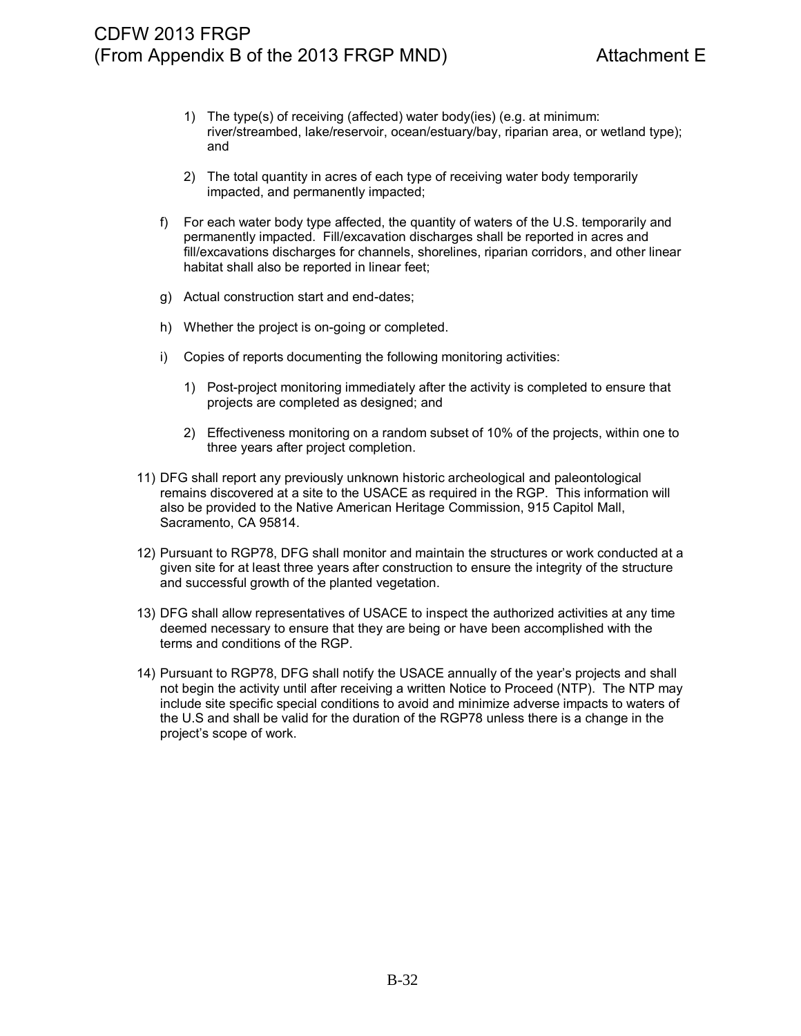1) The type(s) of receiving (affected) water body(ies) (e.g. at minimum: river/streambed, lake/reservoir, ocean/estuary/bay, riparian area, or wetland type); and

2) The total quantity in acres of each type of receiving water body temporarily impacted, and permanently impacted;

f) For each water body type affected, the quantity of waters of the U.S. temporarily and permanently impacted. Fill/excavation discharges shall be reported in acres and fill/excavations discharges for channels, shorelines, riparian corridors, and other linear habitat shall also be reported in linear feet;

g) Actual construction start and end-dates;

h) Whether the project is on-going or completed.

i) Copies of reports documenting the following monitoring activities:

1) Post-project monitoring immediately after the activity is completed to ensure that projects are completed as designed; and

2) Effectiveness monitoring on a random subset of 10% of the projects, within one to three years after project completion.

11) DFG shall report any previously unknown historic archeological and paleontological remains discovered at a site to the USACE as required in the RGP. This information will also be provided to the Native American Heritage Commission, 915 Capitol Mall, Sacramento, CA 95814.

12) Pursuant to RGP78, DFG shall monitor and maintain the structures or work conducted at a given site for at least three years after construction to ensure the integrity of the structure and successful growth of the planted vegetation.

13) DFG shall allow representatives of USACE to inspect the authorized activities at any time deemed necessary to ensure that they are being or have been accomplished with the terms and conditions of the RGP.

14) Pursuant to RGP78, DFG shall notify the USACE annually of the year's projects and shall not begin the activity until after receiving a written Notice to Proceed (NTP). The NTP may include site specific special conditions to avoid and minimize adverse impacts to waters of the U.S and shall be valid for the duration of the RGP78 unless there is a change in the project's scope of work.